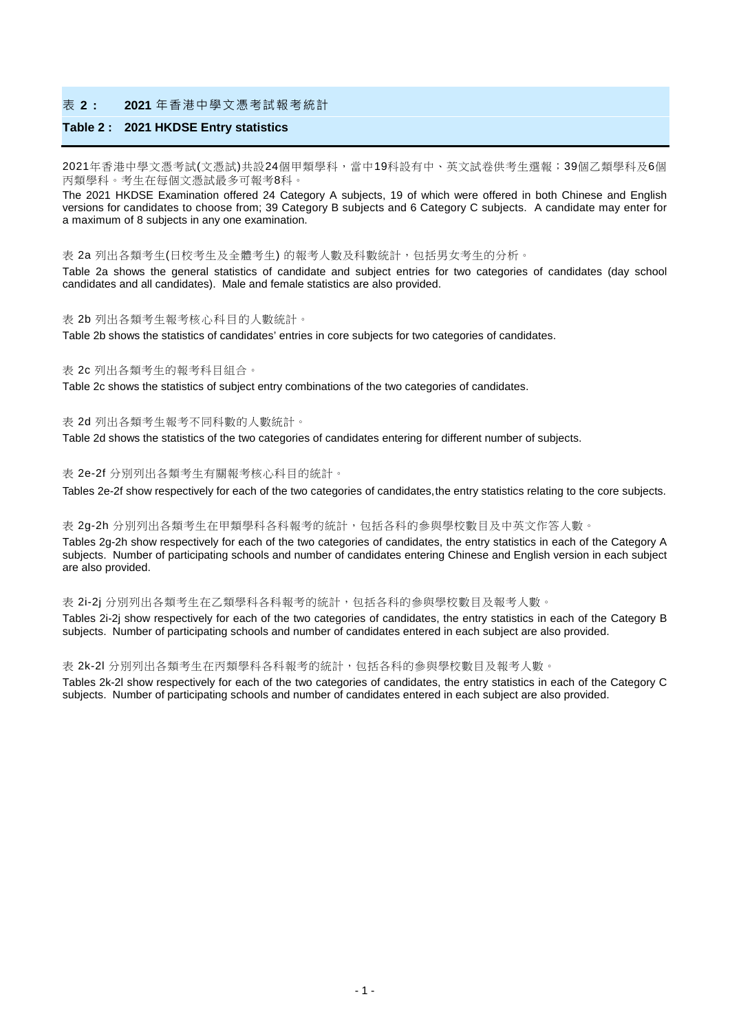## 表 **2：** **2021** 年香港中學文憑考試報考統計

## **Table 2 : 2021 HKDSE Entry statistics**

2021年香港中學文憑考試(文憑試)共設24個甲類學科，當中19科設有中、英文試卷供考生選報；39個乙類學科及6個丙類學科。考生在每個文憑試最多可報考8科。

The 2021 HKDSE Examination offered 24 Category A subjects, 19 of which were offered in both Chinese and English versions for candidates to choose from; 39 Category B subjects and 6 Category C subjects. A candidate may enter for a maximum of 8 subjects in any one examination.

表 2a 列出各類考生(日校考生及全體考生) 的報考人數及科數統計，包括男女考生的分析。

Table 2a shows the general statistics of candidate and subject entries for two categories of candidates (day school candidates and all candidates). Male and female statistics are also provided.

表 2b 列出各類考生報考核心科目的人數統計。

Table 2b shows the statistics of candidates' entries in core subjects for two categories of candidates.

表 2c 列出各類考生的報考科目組合。

Table 2c shows the statistics of subject entry combinations of the two categories of candidates.

表 2d 列出各類考生報考不同科數的人數統計。

Table 2d shows the statistics of the two categories of candidates entering for different number of subjects.

表 2e-2f 分別列出各類考生有關報考核心科目的統計。

Tables 2e-2f show respectively for each of the two categories of candidates,the entry statistics relating to the core subjects.

表 2g-2h 分別列出各類考生在甲類學科各科報考的統計，包括各科的參與學校數目及中英文作答人數。

Tables 2g-2h show respectively for each of the two categories of candidates, the entry statistics in each of the Category A subjects. Number of participating schools and number of candidates entering Chinese and English version in each subject are also provided.

表 2i-2j 分別列出各類考生在乙類學科各科報考的統計，包括各科的參與學校數目及報考人數。

Tables 2i-2j show respectively for each of the two categories of candidates, the entry statistics in each of the Category B subjects. Number of participating schools and number of candidates entered in each subject are also provided.

表 2k-2l 分別列出各類考生在丙類學科各科報考的統計，包括各科的參與學校數目及報考人數。

Tables 2k-2l show respectively for each of the two categories of candidates, the entry statistics in each of the Category C subjects. Number of participating schools and number of candidates entered in each subject are also provided.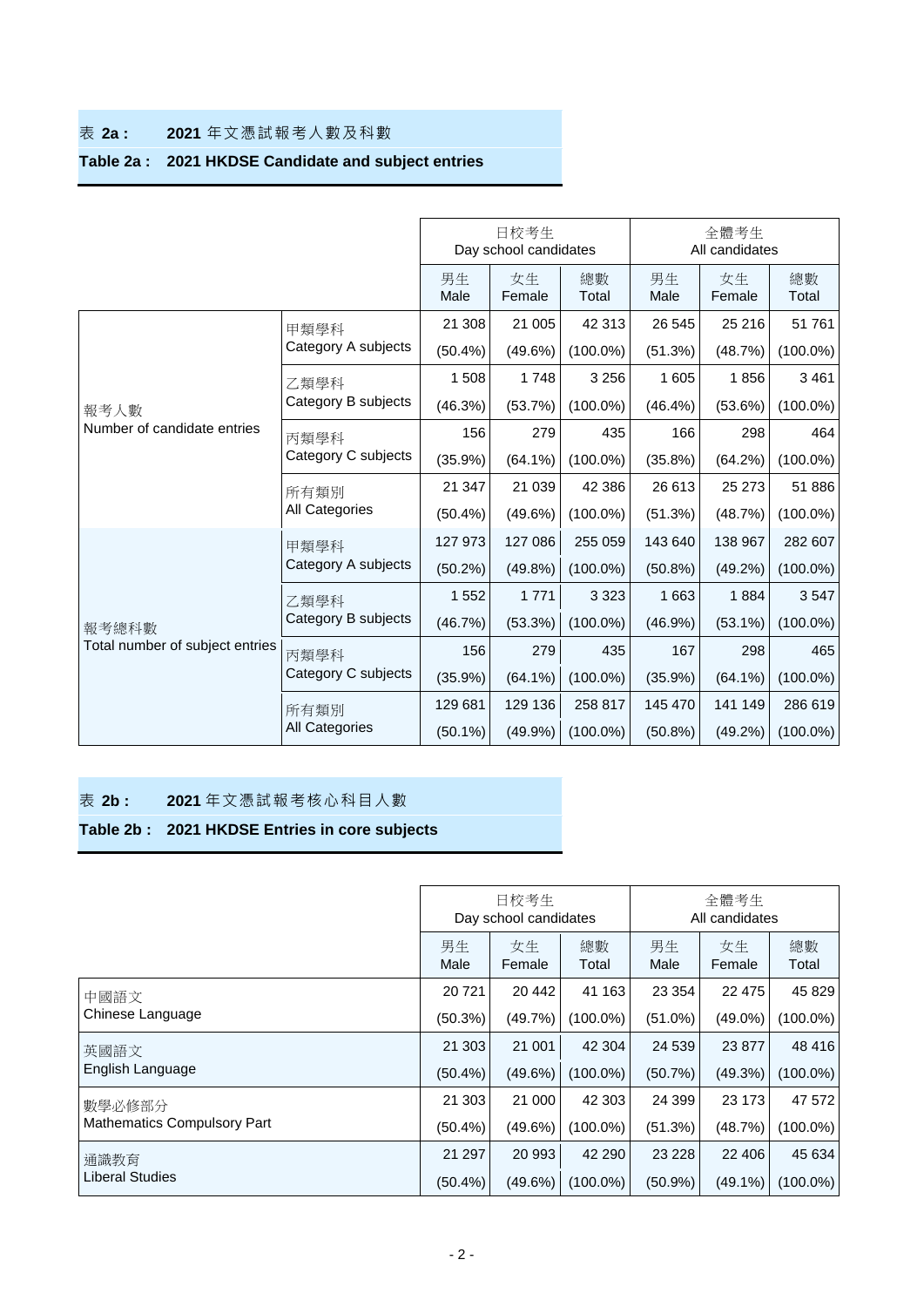### 表 2a : 2021 年文憑試報考人數及科數

### Table 2a : 2021 HKDSE Candidate and subject entries

| | | 日校考生 Day school candidates | | | 全體考生 All candidates | | |
|---|---|---|---|---|---|---|---|
| | | 男生 Male | 女生 Female | 總數 Total | 男生 Male | 女生 Female | 總數 Total |
| 報考人數 Number of candidate entries | 甲類學科 Category A subjects | 21 308 | 21 005 | 42 313 | 26 545 | 25 216 | 51 761 |
| | | (50.4%) | (49.6%) | (100.0%) | (51.3%) | (48.7%) | (100.0%) |
| | 乙類學科 Category B subjects | 1 508 | 1 748 | 3 256 | 1 605 | 1 856 | 3 461 |
| | | (46.3%) | (53.7%) | (100.0%) | (46.4%) | (53.6%) | (100.0%) |
| | 丙類學科 Category C subjects | 156 | 279 | 435 | 166 | 298 | 464 |
| | | (35.9%) | (64.1%) | (100.0%) | (35.8%) | (64.2%) | (100.0%) |
| | 所有類別 All Categories | 21 347 | 21 039 | 42 386 | 26 613 | 25 273 | 51 886 |
| | | (50.4%) | (49.6%) | (100.0%) | (51.3%) | (48.7%) | (100.0%) |
| 報考總科數 Total number of subject entries | 甲類學科 Category A subjects | 127 973 | 127 086 | 255 059 | 143 640 | 138 967 | 282 607 |
| | | (50.2%) | (49.8%) | (100.0%) | (50.8%) | (49.2%) | (100.0%) |
| | 乙類學科 Category B subjects | 1 552 | 1 771 | 3 323 | 1 663 | 1 884 | 3 547 |
| | | (46.7%) | (53.3%) | (100.0%) | (46.9%) | (53.1%) | (100.0%) |
| | 丙類學科 Category C subjects | 156 | 279 | 435 | 167 | 298 | 465 |
| | | (35.9%) | (64.1%) | (100.0%) | (35.9%) | (64.1%) | (100.0%) |
| | 所有類別 All Categories | 129 681 | 129 136 | 258 817 | 145 470 | 141 149 | 286 619 |
| | | (50.1%) | (49.9%) | (100.0%) | (50.8%) | (49.2%) | (100.0%) |

### 表 2b : 2021 年文憑試報考核心科目人數

### Table 2b : 2021 HKDSE Entries in core subjects

| | 日校考生 Day school candidates | | | 全體考生 All candidates | | |
|---|---|---|---|---|---|---|
| | 男生 Male | 女生 Female | 總數 Total | 男生 Male | 女生 Female | 總數 Total |
| 中國語文 Chinese Language | 20 721 | 20 442 | 41 163 | 23 354 | 22 475 | 45 829 |
| | (50.3%) | (49.7%) | (100.0%) | (51.0%) | (49.0%) | (100.0%) |
| 英國語文 English Language | 21 303 | 21 001 | 42 304 | 24 539 | 23 877 | 48 416 |
| | (50.4%) | (49.6%) | (100.0%) | (50.7%) | (49.3%) | (100.0%) |
| 數學必修部分 Mathematics Compulsory Part | 21 303 | 21 000 | 42 303 | 24 399 | 23 173 | 47 572 |
| | (50.4%) | (49.6%) | (100.0%) | (51.3%) | (48.7%) | (100.0%) |
| 通識教育 Liberal Studies | 21 297 | 20 993 | 42 290 | 23 228 | 22 406 | 45 634 |
| | (50.4%) | (49.6%) | (100.0%) | (50.9%) | (49.1%) | (100.0%) |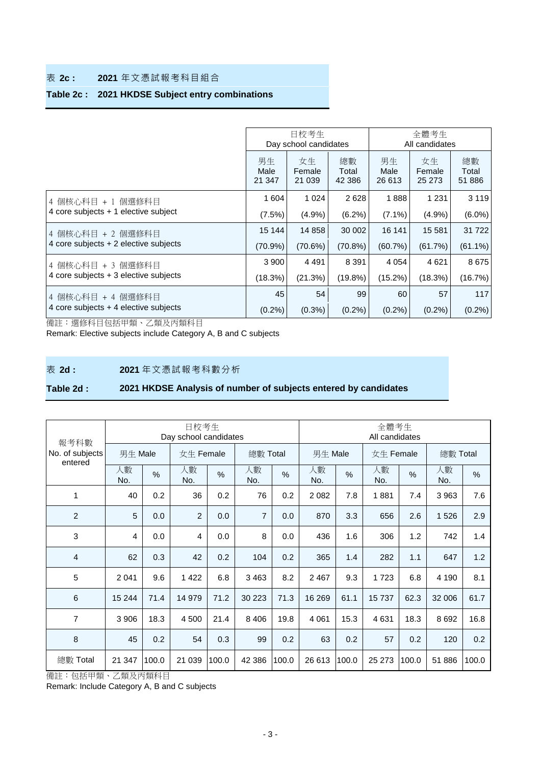## 表 2c : 2021 年文憑試報考科目組合

## Table 2c : 2021 HKDSE Subject entry combinations

| | 日校考生 Day school candidates | | | 全體考生 All candidates | | |
|---|---|---|---|---|---|---|
| | 男生 Male 21 347 | 女生 Female 21 039 | 總數 Total 42 386 | 男生 Male 26 613 | 女生 Female 25 273 | 總數 Total 51 886 |
| 4 個核心科目 + 1 個選修科目<br>4 core subjects + 1 elective subject | 1 604<br>(7.5%) | 1 024<br>(4.9%) | 2 628<br>(6.2%) | 1 888<br>(7.1%) | 1 231<br>(4.9%) | 3 119<br>(6.0%) |
| 4 個核心科目 + 2 個選修科目<br>4 core subjects + 2 elective subjects | 15 144<br>(70.9%) | 14 858<br>(70.6%) | 30 002<br>(70.8%) | 16 141<br>(60.7%) | 15 581<br>(61.7%) | 31 722<br>(61.1%) |
| 4 個核心科目 + 3 個選修科目<br>4 core subjects + 3 elective subjects | 3 900<br>(18.3%) | 4 491<br>(21.3%) | 8 391<br>(19.8%) | 4 054<br>(15.2%) | 4 621<br>(18.3%) | 8 675<br>(16.7%) |
| 4 個核心科目 + 4 個選修科目<br>4 core subjects + 4 elective subjects | 45<br>(0.2%) | 54<br>(0.3%) | 99<br>(0.2%) | 60<br>(0.2%) | 57<br>(0.2%) | 117<br>(0.2%) |

備註：選修科目包括甲類、乙類及丙類科目

Remark: Elective subjects include Category A, B and C subjects

## 表 2d : 2021 年文憑試報考科數分析

## Table 2d : 2021 HKDSE Analysis of number of subjects entered by candidates

| 報考科數 No. of subjects entered | 日校考生 Day school candidates | | | | | | 全體考生 All candidates | | | | | |
|---|---|---|---|---|---|---|---|---|---|---|---|---|
| | 男生 Male | | 女生 Female | | 總數 Total | | 男生 Male | | 女生 Female | | 總數 Total | |
| | 人數 No. | % | 人數 No. | % | 人數 No. | % | 人數 No. | % | 人數 No. | % | 人數 No. | % |
| 1 | 40 | 0.2 | 36 | 0.2 | 76 | 0.2 | 2 082 | 7.8 | 1 881 | 7.4 | 3 963 | 7.6 |
| 2 | 5 | 0.0 | 2 | 0.0 | 7 | 0.0 | 870 | 3.3 | 656 | 2.6 | 1 526 | 2.9 |
| 3 | 4 | 0.0 | 4 | 0.0 | 8 | 0.0 | 436 | 1.6 | 306 | 1.2 | 742 | 1.4 |
| 4 | 62 | 0.3 | 42 | 0.2 | 104 | 0.2 | 365 | 1.4 | 282 | 1.1 | 647 | 1.2 |
| 5 | 2 041 | 9.6 | 1 422 | 6.8 | 3 463 | 8.2 | 2 467 | 9.3 | 1 723 | 6.8 | 4 190 | 8.1 |
| 6 | 15 244 | 71.4 | 14 979 | 71.2 | 30 223 | 71.3 | 16 269 | 61.1 | 15 737 | 62.3 | 32 006 | 61.7 |
| 7 | 3 906 | 18.3 | 4 500 | 21.4 | 8 406 | 19.8 | 4 061 | 15.3 | 4 631 | 18.3 | 8 692 | 16.8 |
| 8 | 45 | 0.2 | 54 | 0.3 | 99 | 0.2 | 63 | 0.2 | 57 | 0.2 | 120 | 0.2 |
| 總數 Total | 21 347 | 100.0 | 21 039 | 100.0 | 42 386 | 100.0 | 26 613 | 100.0 | 25 273 | 100.0 | 51 886 | 100.0 |

備註：包括甲類、乙類及丙類科目

Remark: Include Category A, B and C subjects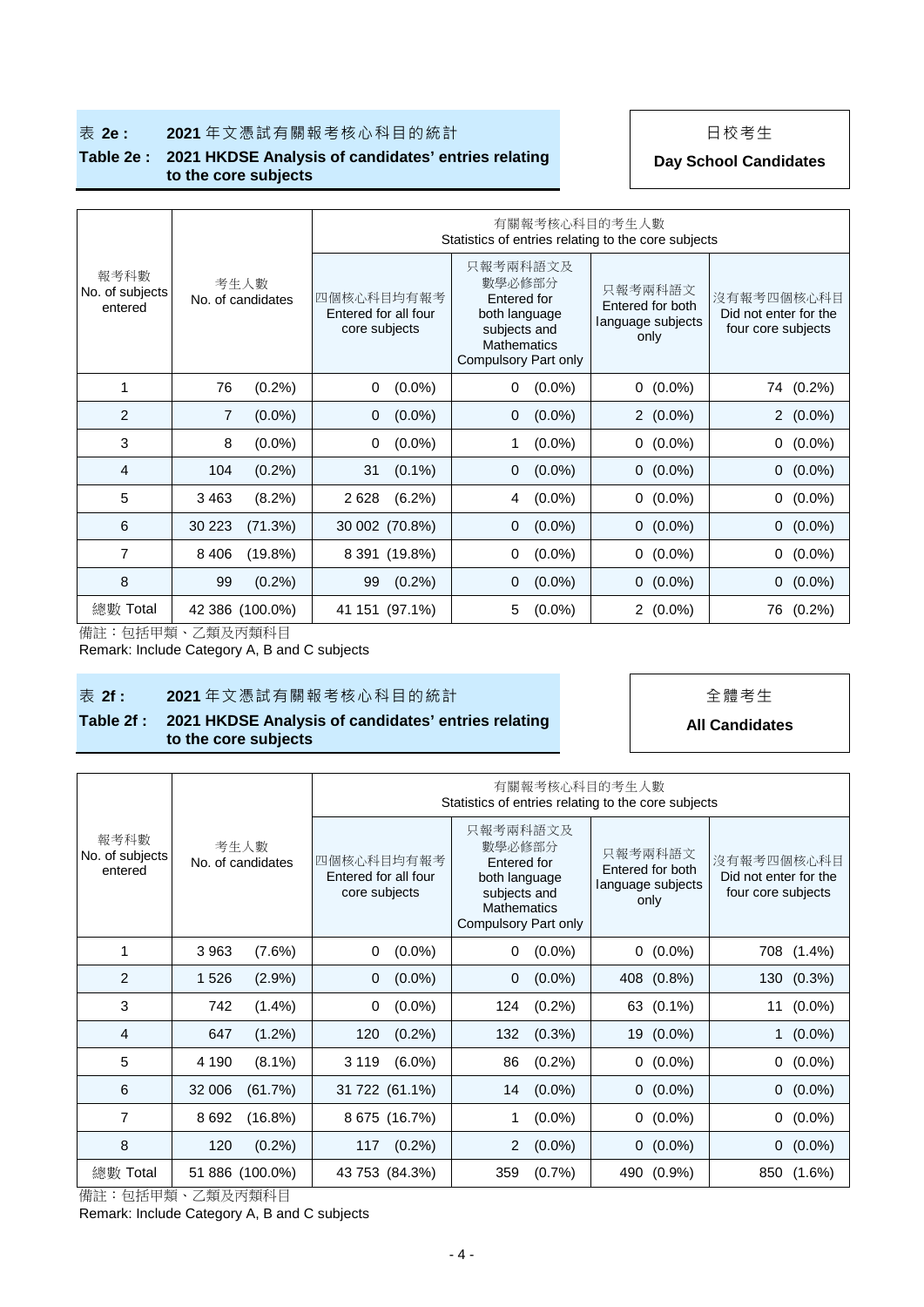## 表 2e : 2021 年文憑試有關報考核心科目的統計

## Table 2e : 2021 HKDSE Analysis of candidates' entries relating to the core subjects

日校考生

**Day School Candidates**

| 報考科數 No. of subjects entered | 考生人數 No. of candidates | 有關報考核心科目的考生人數 Statistics of entries relating to the core subjects | | | |
|---|---|---|---|---|---|
| | | 四個核心科目均有報考 Entered for all four core subjects | 只報考兩科語文及數學必修部分 Entered for both language subjects and Mathematics Compulsory Part only | 只報考兩科語文 Entered for both language subjects only | 沒有報考四個核心科目 Did not enter for the four core subjects |
| 1 | 76 (0.2%) | 0 (0.0%) | 0 (0.0%) | 0 (0.0%) | 74 (0.2%) |
| 2 | 7 (0.0%) | 0 (0.0%) | 0 (0.0%) | 2 (0.0%) | 2 (0.0%) |
| 3 | 8 (0.0%) | 0 (0.0%) | 1 (0.0%) | 0 (0.0%) | 0 (0.0%) |
| 4 | 104 (0.2%) | 31 (0.1%) | 0 (0.0%) | 0 (0.0%) | 0 (0.0%) |
| 5 | 3 463 (8.2%) | 2 628 (6.2%) | 4 (0.0%) | 0 (0.0%) | 0 (0.0%) |
| 6 | 30 223 (71.3%) | 30 002 (70.8%) | 0 (0.0%) | 0 (0.0%) | 0 (0.0%) |
| 7 | 8 406 (19.8%) | 8 391 (19.8%) | 0 (0.0%) | 0 (0.0%) | 0 (0.0%) |
| 8 | 99 (0.2%) | 99 (0.2%) | 0 (0.0%) | 0 (0.0%) | 0 (0.0%) |
| 總數 Total | 42 386 (100.0%) | 41 151 (97.1%) | 5 (0.0%) | 2 (0.0%) | 76 (0.2%) |

備註：包括甲類、乙類及丙類科目

Remark: Include Category A, B and C subjects

## 表 2f : 2021 年文憑試有關報考核心科目的統計

## Table 2f : 2021 HKDSE Analysis of candidates' entries relating to the core subjects

全體考生

**All Candidates**

| 報考科數 No. of subjects entered | 考生人數 No. of candidates | 有關報考核心科目的考生人數 Statistics of entries relating to the core subjects | | | |
|---|---|---|---|---|---|
| | | 四個核心科目均有報考 Entered for all four core subjects | 只報考兩科語文及數學必修部分 Entered for both language subjects and Mathematics Compulsory Part only | 只報考兩科語文 Entered for both language subjects only | 沒有報考四個核心科目 Did not enter for the four core subjects |
| 1 | 3 963 (7.6%) | 0 (0.0%) | 0 (0.0%) | 0 (0.0%) | 708 (1.4%) |
| 2 | 1 526 (2.9%) | 0 (0.0%) | 0 (0.0%) | 408 (0.8%) | 130 (0.3%) |
| 3 | 742 (1.4%) | 0 (0.0%) | 124 (0.2%) | 63 (0.1%) | 11 (0.0%) |
| 4 | 647 (1.2%) | 120 (0.2%) | 132 (0.3%) | 19 (0.0%) | 1 (0.0%) |
| 5 | 4 190 (8.1%) | 3 119 (6.0%) | 86 (0.2%) | 0 (0.0%) | 0 (0.0%) |
| 6 | 32 006 (61.7%) | 31 722 (61.1%) | 14 (0.0%) | 0 (0.0%) | 0 (0.0%) |
| 7 | 8 692 (16.8%) | 8 675 (16.7%) | 1 (0.0%) | 0 (0.0%) | 0 (0.0%) |
| 8 | 120 (0.2%) | 117 (0.2%) | 2 (0.0%) | 0 (0.0%) | 0 (0.0%) |
| 總數 Total | 51 886 (100.0%) | 43 753 (84.3%) | 359 (0.7%) | 490 (0.9%) | 850 (1.6%) |

備註：包括甲類、乙類及丙類科目

Remark: Include Category A, B and C subjects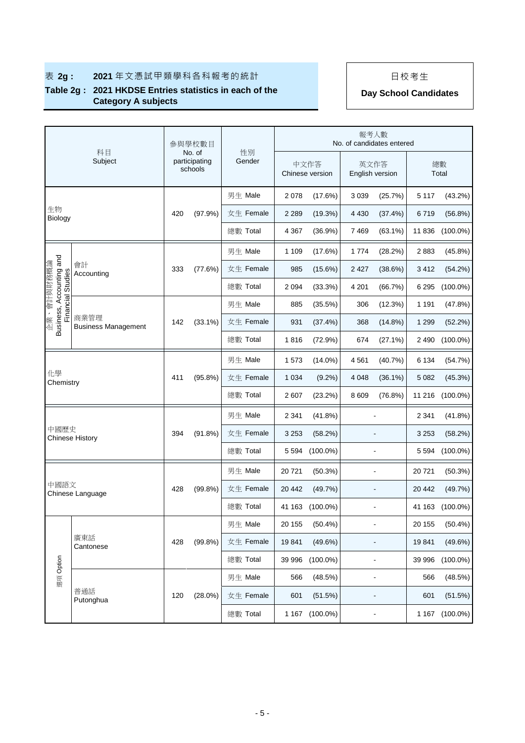表 **2g :** **2021** 年文憑試甲類學科各科報考的統計

**Table 2g : 2021 HKDSE Entries statistics in each of the Category A subjects**

日校考生

**Day School Candidates**

| 科目 Subject | | 參與學校數目 No. of participating schools | | 性別 Gender | 報考人數 No. of candidates entered | | | | | |
|---|---|---|---|---|---|---|---|---|---|---|
| | | | | | 中文作答 Chinese version | | 英文作答 English version | | 總數 Total | |
| 生物 Biology | | 420 | (97.9%) | 男生 Male | 2 078 | (17.6%) | 3 039 | (25.7%) | 5 117 | (43.2%) |
| | | | | 女生 Female | 2 289 | (19.3%) | 4 430 | (37.4%) | 6 719 | (56.8%) |
| | | | | 總數 Total | 4 367 | (36.9%) | 7 469 | (63.1%) | 11 836 | (100.0%) |
| 企業、會計與財務概論 Business, Accounting and Financial Studies | 會計 Accounting | 333 | (77.6%) | 男生 Male | 1 109 | (17.6%) | 1 774 | (28.2%) | 2 883 | (45.8%) |
| | | | | 女生 Female | 985 | (15.6%) | 2 427 | (38.6%) | 3 412 | (54.2%) |
| | | | | 總數 Total | 2 094 | (33.3%) | 4 201 | (66.7%) | 6 295 | (100.0%) |
| | 商業管理 Business Management | 142 | (33.1%) | 男生 Male | 885 | (35.5%) | 306 | (12.3%) | 1 191 | (47.8%) |
| | | | | 女生 Female | 931 | (37.4%) | 368 | (14.8%) | 1 299 | (52.2%) |
| | | | | 總數 Total | 1 816 | (72.9%) | 674 | (27.1%) | 2 490 | (100.0%) |
| 化學 Chemistry | | 411 | (95.8%) | 男生 Male | 1 573 | (14.0%) | 4 561 | (40.7%) | 6 134 | (54.7%) |
| | | | | 女生 Female | 1 034 | (9.2%) | 4 048 | (36.1%) | 5 082 | (45.3%) |
| | | | | 總數 Total | 2 607 | (23.2%) | 8 609 | (76.8%) | 11 216 | (100.0%) |
| 中國歷史 Chinese History | | 394 | (91.8%) | 男生 Male | 2 341 | (41.8%) | - | | 2 341 | (41.8%) |
| | | | | 女生 Female | 3 253 | (58.2%) | - | | 3 253 | (58.2%) |
| | | | | 總數 Total | 5 594 | (100.0%) | - | | 5 594 | (100.0%) |
| 中國語文 Chinese Language | | 428 | (99.8%) | 男生 Male | 20 721 | (50.3%) | - | | 20 721 | (50.3%) |
| | | | | 女生 Female | 20 442 | (49.7%) | - | | 20 442 | (49.7%) |
| | | | | 總數 Total | 41 163 | (100.0%) | - | | 41 163 | (100.0%) |
| 選項 Option | 廣東話 Cantonese | 428 | (99.8%) | 男生 Male | 20 155 | (50.4%) | - | | 20 155 | (50.4%) |
| | | | | 女生 Female | 19 841 | (49.6%) | - | | 19 841 | (49.6%) |
| | | | | 總數 Total | 39 996 | (100.0%) | - | | 39 996 | (100.0%) |
| | 普通話 Putonghua | 120 | (28.0%) | 男生 Male | 566 | (48.5%) | - | | 566 | (48.5%) |
| | | | | 女生 Female | 601 | (51.5%) | - | | 601 | (51.5%) |
| | | | | 總數 Total | 1 167 | (100.0%) | - | | 1 167 | (100.0%) |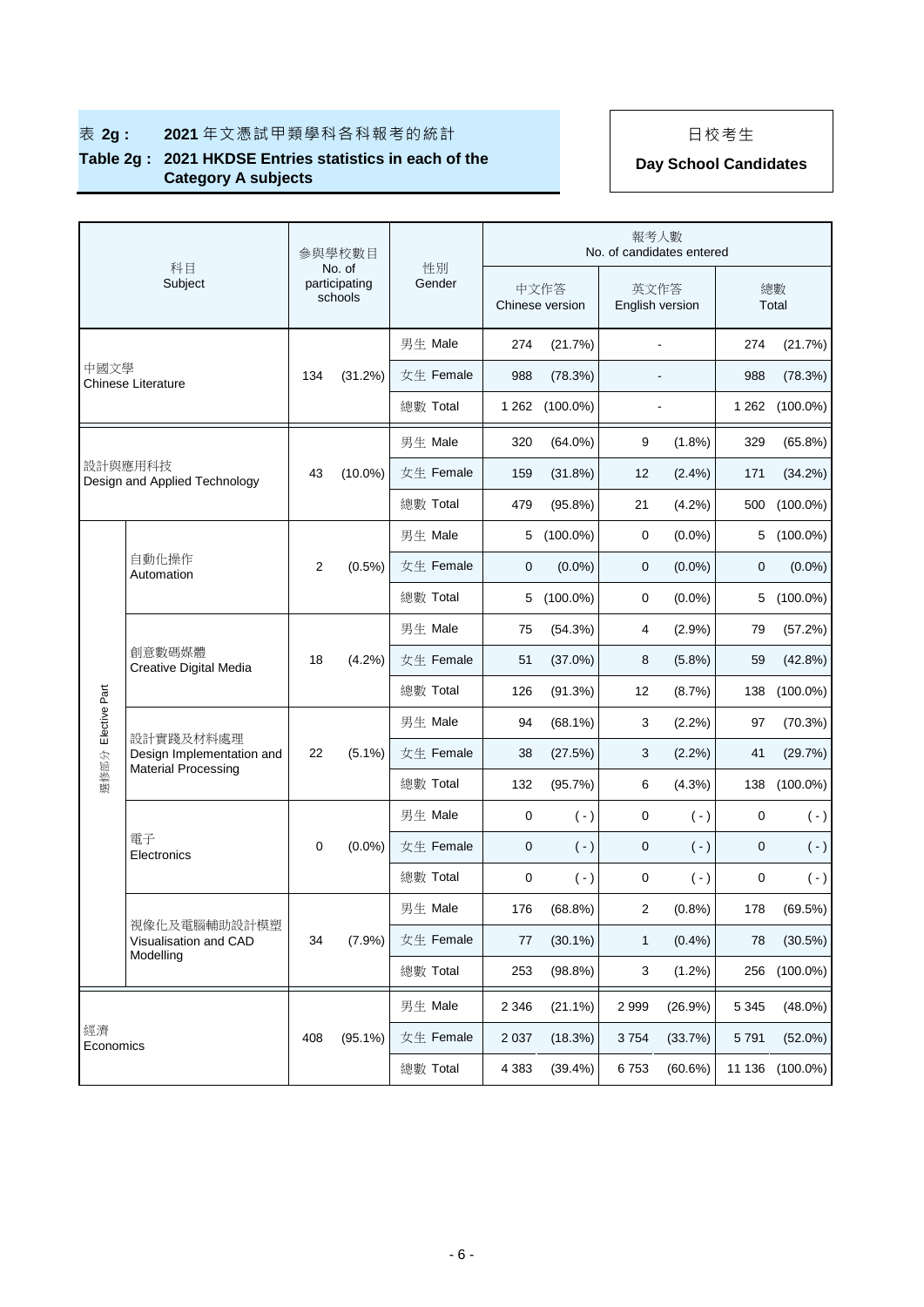# 表 2g : 2021 年文憑試甲類學科各科報考的統計

## Table 2g : 2021 HKDSE Entries statistics in each of the Category A subjects

日校考生

**Day School Candidates**

| 科目 Subject | | 參與學校數目 No. of participating schools | | 性別 Gender | 報考人數 No. of candidates entered | | | | | |
|---|---|---|---|---|---|---|---|---|---|---|
| | | | | | 中文作答 Chinese version | | 英文作答 English version | | 總數 Total | |
| 中國文學 Chinese Literature | | 134 | (31.2%) | 男生 Male | 274 | (21.7%) | - | | 274 | (21.7%) |
| | | | | 女生 Female | 988 | (78.3%) | - | | 988 | (78.3%) |
| | | | | 總數 Total | 1 262 | (100.0%) | - | | 1 262 | (100.0%) |
| 設計與應用科技 Design and Applied Technology | | 43 | (10.0%) | 男生 Male | 320 | (64.0%) | 9 | (1.8%) | 329 | (65.8%) |
| | | | | 女生 Female | 159 | (31.8%) | 12 | (2.4%) | 171 | (34.2%) |
| | | | | 總數 Total | 479 | (95.8%) | 21 | (4.2%) | 500 | (100.0%) |
| 選修部分 Elective Part | 自動化操作 Automation | 2 | (0.5%) | 男生 Male | 5 | (100.0%) | 0 | (0.0%) | 5 | (100.0%) |
| | | | | 女生 Female | 0 | (0.0%) | 0 | (0.0%) | 0 | (0.0%) |
| | | | | 總數 Total | 5 | (100.0%) | 0 | (0.0%) | 5 | (100.0%) |
| | 創意數碼媒體 Creative Digital Media | 18 | (4.2%) | 男生 Male | 75 | (54.3%) | 4 | (2.9%) | 79 | (57.2%) |
| | | | | 女生 Female | 51 | (37.0%) | 8 | (5.8%) | 59 | (42.8%) |
| | | | | 總數 Total | 126 | (91.3%) | 12 | (8.7%) | 138 | (100.0%) |
| | 設計實踐及材料處理 Design Implementation and Material Processing | 22 | (5.1%) | 男生 Male | 94 | (68.1%) | 3 | (2.2%) | 97 | (70.3%) |
| | | | | 女生 Female | 38 | (27.5%) | 3 | (2.2%) | 41 | (29.7%) |
| | | | | 總數 Total | 132 | (95.7%) | 6 | (4.3%) | 138 | (100.0%) |
| | 電子 Electronics | 0 | (0.0%) | 男生 Male | 0 | ( - ) | 0 | ( - ) | 0 | ( - ) |
| | | | | 女生 Female | 0 | ( - ) | 0 | ( - ) | 0 | ( - ) |
| | | | | 總數 Total | 0 | ( - ) | 0 | ( - ) | 0 | ( - ) |
| | 視像化及電腦輔助設計模塑 Visualisation and CAD Modelling | 34 | (7.9%) | 男生 Male | 176 | (68.8%) | 2 | (0.8%) | 178 | (69.5%) |
| | | | | 女生 Female | 77 | (30.1%) | 1 | (0.4%) | 78 | (30.5%) |
| | | | | 總數 Total | 253 | (98.8%) | 3 | (1.2%) | 256 | (100.0%) |
| 經濟 Economics | | 408 | (95.1%) | 男生 Male | 2 346 | (21.1%) | 2 999 | (26.9%) | 5 345 | (48.0%) |
| | | | | 女生 Female | 2 037 | (18.3%) | 3 754 | (33.7%) | 5 791 | (52.0%) |
| | | | | 總數 Total | 4 383 | (39.4%) | 6 753 | (60.6%) | 11 136 | (100.0%) |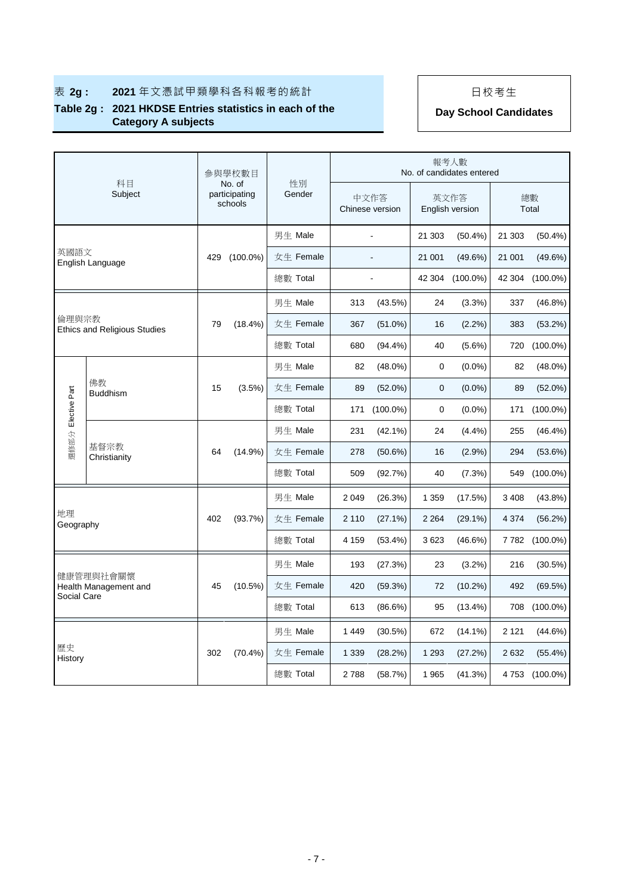表 **2g :** **2021** 年文憑試甲類學科各科報考的統計

**Table 2g : 2021 HKDSE Entries statistics in each of the Category A subjects**

日校考生

**Day School Candidates**

| 科目 Subject | | 參與學校數目 No. of participating schools | | 性別 Gender | 報考人數 No. of candidates entered | | | | | |
|---|---|---|---|---|---|---|---|---|---|---|
| | | | | | 中文作答 Chinese version | | 英文作答 English version | | 總數 Total | |
| 英國語文 English Language | | 429 | (100.0%) | 男生 Male | - | | 21 303 | (50.4%) | 21 303 | (50.4%) |
| | | | | 女生 Female | - | | 21 001 | (49.6%) | 21 001 | (49.6%) |
| | | | | 總數 Total | - | | 42 304 | (100.0%) | 42 304 | (100.0%) |
| 倫理與宗教 Ethics and Religious Studies | | 79 | (18.4%) | 男生 Male | 313 | (43.5%) | 24 | (3.3%) | 337 | (46.8%) |
| | | | | 女生 Female | 367 | (51.0%) | 16 | (2.2%) | 383 | (53.2%) |
| | | | | 總數 Total | 680 | (94.4%) | 40 | (5.6%) | 720 | (100.0%) |
| 選修部分 Elective Part | 佛教 Buddhism | 15 | (3.5%) | 男生 Male | 82 | (48.0%) | 0 | (0.0%) | 82 | (48.0%) |
| | | | | 女生 Female | 89 | (52.0%) | 0 | (0.0%) | 89 | (52.0%) |
| | | | | 總數 Total | 171 | (100.0%) | 0 | (0.0%) | 171 | (100.0%) |
| | 基督宗教 Christianity | 64 | (14.9%) | 男生 Male | 231 | (42.1%) | 24 | (4.4%) | 255 | (46.4%) |
| | | | | 女生 Female | 278 | (50.6%) | 16 | (2.9%) | 294 | (53.6%) |
| | | | | 總數 Total | 509 | (92.7%) | 40 | (7.3%) | 549 | (100.0%) |
| 地理 Geography | | 402 | (93.7%) | 男生 Male | 2 049 | (26.3%) | 1 359 | (17.5%) | 3 408 | (43.8%) |
| | | | | 女生 Female | 2 110 | (27.1%) | 2 264 | (29.1%) | 4 374 | (56.2%) |
| | | | | 總數 Total | 4 159 | (53.4%) | 3 623 | (46.6%) | 7 782 | (100.0%) |
| 健康管理與社會關懷 Health Management and Social Care | | 45 | (10.5%) | 男生 Male | 193 | (27.3%) | 23 | (3.2%) | 216 | (30.5%) |
| | | | | 女生 Female | 420 | (59.3%) | 72 | (10.2%) | 492 | (69.5%) |
| | | | | 總數 Total | 613 | (86.6%) | 95 | (13.4%) | 708 | (100.0%) |
| 歷史 History | | 302 | (70.4%) | 男生 Male | 1 449 | (30.5%) | 672 | (14.1%) | 2 121 | (44.6%) |
| | | | | 女生 Female | 1 339 | (28.2%) | 1 293 | (27.2%) | 2 632 | (55.4%) |
| | | | | 總數 Total | 2 788 | (58.7%) | 1 965 | (41.3%) | 4 753 | (100.0%) |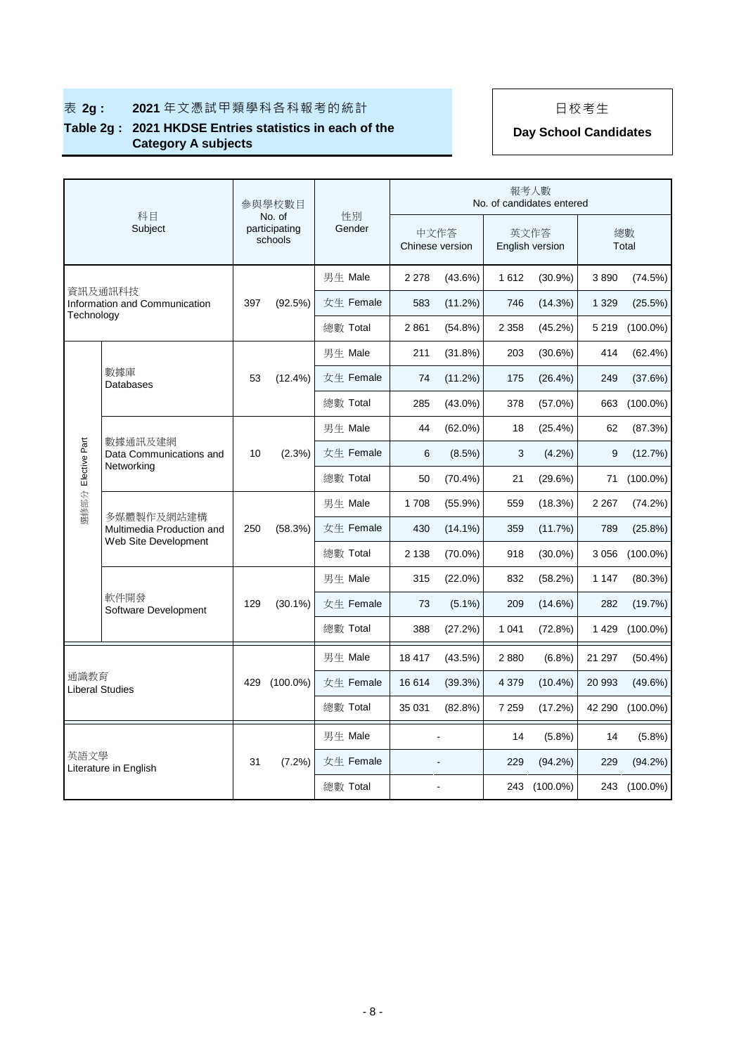**表 2g : 2021 年文憑試甲類學科各科報考的統計**

**Table 2g : 2021 HKDSE Entries statistics in each of the Category A subjects**

日校考生

**Day School Candidates**

| 科目 Subject | | 參與學校數目 No. of participating schools | | 性別 Gender | 報考人數 No. of candidates entered | | | | | |
|---|---|---|---|---|---|---|---|---|---|---|
| | | | | | 中文作答 Chinese version | | 英文作答 English version | | 總數 Total | |
| 資訊及通訊科技 Information and Communication Technology | | 397 | (92.5%) | 男生 Male | 2 278 | (43.6%) | 1 612 | (30.9%) | 3 890 | (74.5%) |
| | | | | 女生 Female | 583 | (11.2%) | 746 | (14.3%) | 1 329 | (25.5%) |
| | | | | 總數 Total | 2 861 | (54.8%) | 2 358 | (45.2%) | 5 219 | (100.0%) |
| 選修部分 Elective Part | 數據庫 Databases | 53 | (12.4%) | 男生 Male | 211 | (31.8%) | 203 | (30.6%) | 414 | (62.4%) |
| | | | | 女生 Female | 74 | (11.2%) | 175 | (26.4%) | 249 | (37.6%) |
| | | | | 總數 Total | 285 | (43.0%) | 378 | (57.0%) | 663 | (100.0%) |
| | 數據通訊及建網 Data Communications and Networking | 10 | (2.3%) | 男生 Male | 44 | (62.0%) | 18 | (25.4%) | 62 | (87.3%) |
| | | | | 女生 Female | 6 | (8.5%) | 3 | (4.2%) | 9 | (12.7%) |
| | | | | 總數 Total | 50 | (70.4%) | 21 | (29.6%) | 71 | (100.0%) |
| | 多媒體製作及網站建構 Multimedia Production and Web Site Development | 250 | (58.3%) | 男生 Male | 1 708 | (55.9%) | 559 | (18.3%) | 2 267 | (74.2%) |
| | | | | 女生 Female | 430 | (14.1%) | 359 | (11.7%) | 789 | (25.8%) |
| | | | | 總數 Total | 2 138 | (70.0%) | 918 | (30.0%) | 3 056 | (100.0%) |
| | 軟件開發 Software Development | 129 | (30.1%) | 男生 Male | 315 | (22.0%) | 832 | (58.2%) | 1 147 | (80.3%) |
| | | | | 女生 Female | 73 | (5.1%) | 209 | (14.6%) | 282 | (19.7%) |
| | | | | 總數 Total | 388 | (27.2%) | 1 041 | (72.8%) | 1 429 | (100.0%) |
| 通識教育 Liberal Studies | | 429 | (100.0%) | 男生 Male | 18 417 | (43.5%) | 2 880 | (6.8%) | 21 297 | (50.4%) |
| | | | | 女生 Female | 16 614 | (39.3%) | 4 379 | (10.4%) | 20 993 | (49.6%) |
| | | | | 總數 Total | 35 031 | (82.8%) | 7 259 | (17.2%) | 42 290 | (100.0%) |
| 英語文學 Literature in English | | 31 | (7.2%) | 男生 Male | - | | 14 | (5.8%) | 14 | (5.8%) |
| | | | | 女生 Female | - | | 229 | (94.2%) | 229 | (94.2%) |
| | | | | 總數 Total | - | | 243 | (100.0%) | 243 | (100.0%) |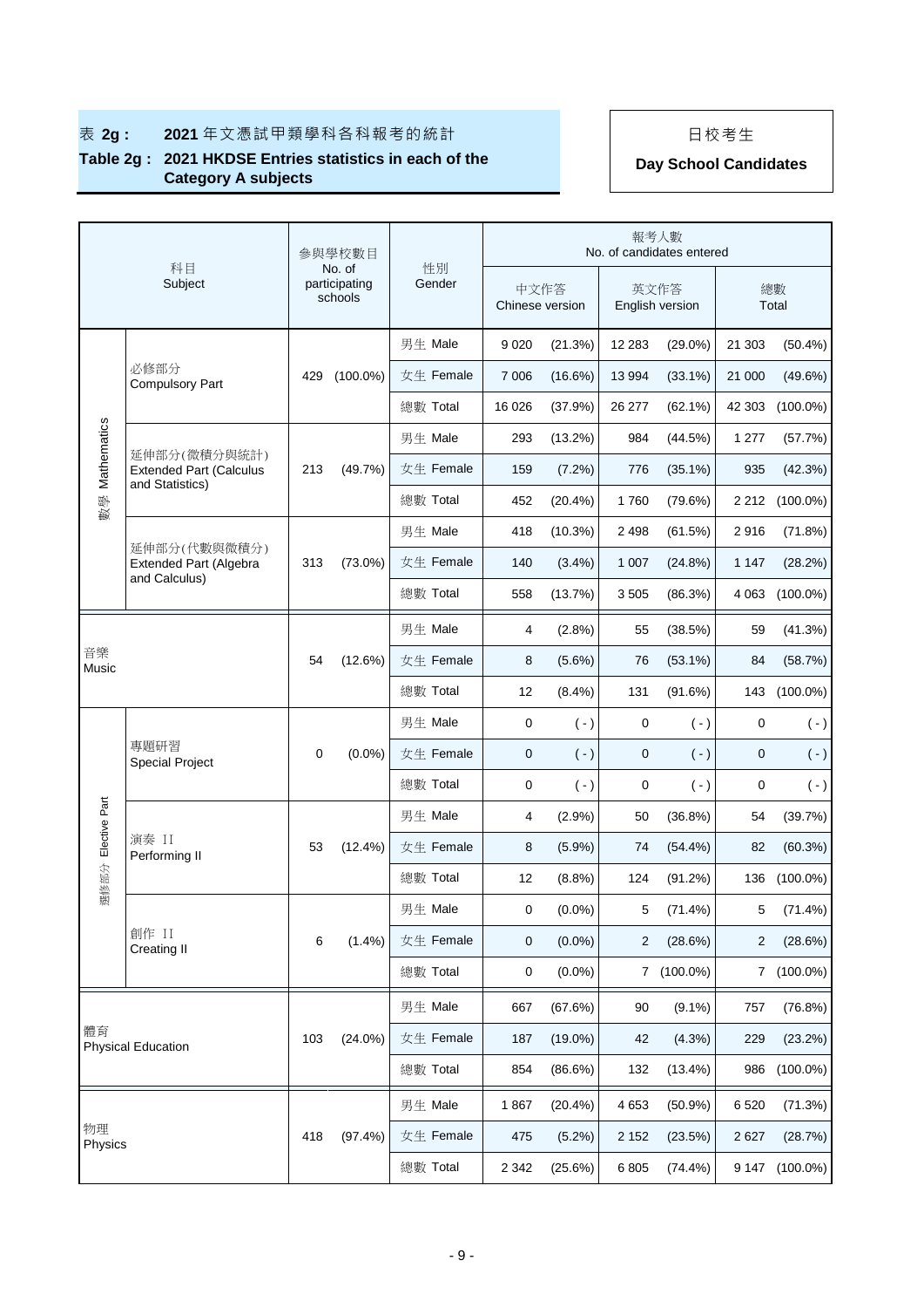## 表 2g： 2021 年文憑試甲類學科各科報考的統計

## Table 2g： 2021 HKDSE Entries statistics in each of the Category A subjects

日校考生

**Day School Candidates**

| 科目 Subject | | 參與學校數目 No. of participating schools | | 性別 Gender | 報考人數 No. of candidates entered | | | | | |
|---|---|---|---|---|---|---|---|---|---|---|
| | | | | | 中文作答 Chinese version | | 英文作答 English version | | 總數 Total | |
| 數學 Mathematics | 必修部分 Compulsory Part | 429 | (100.0%) | 男生 Male | 9 020 | (21.3%) | 12 283 | (29.0%) | 21 303 | (50.4%) |
| | | | | 女生 Female | 7 006 | (16.6%) | 13 994 | (33.1%) | 21 000 | (49.6%) |
| | | | | 總數 Total | 16 026 | (37.9%) | 26 277 | (62.1%) | 42 303 | (100.0%) |
| | 延伸部分(微積分與統計) Extended Part (Calculus and Statistics) | 213 | (49.7%) | 男生 Male | 293 | (13.2%) | 984 | (44.5%) | 1 277 | (57.7%) |
| | | | | 女生 Female | 159 | (7.2%) | 776 | (35.1%) | 935 | (42.3%) |
| | | | | 總數 Total | 452 | (20.4%) | 1 760 | (79.6%) | 2 212 | (100.0%) |
| | 延伸部分(代數與微積分) Extended Part (Algebra and Calculus) | 313 | (73.0%) | 男生 Male | 418 | (10.3%) | 2 498 | (61.5%) | 2 916 | (71.8%) |
| | | | | 女生 Female | 140 | (3.4%) | 1 007 | (24.8%) | 1 147 | (28.2%) |
| | | | | 總數 Total | 558 | (13.7%) | 3 505 | (86.3%) | 4 063 | (100.0%) |
| 音樂 Music | | 54 | (12.6%) | 男生 Male | 4 | (2.8%) | 55 | (38.5%) | 59 | (41.3%) |
| | | | | 女生 Female | 8 | (5.6%) | 76 | (53.1%) | 84 | (58.7%) |
| | | | | 總數 Total | 12 | (8.4%) | 131 | (91.6%) | 143 | (100.0%) |
| 選修部分 Elective Part | 專題研習 Special Project | 0 | (0.0%) | 男生 Male | 0 | ( - ) | 0 | ( - ) | 0 | ( - ) |
| | | | | 女生 Female | 0 | ( - ) | 0 | ( - ) | 0 | ( - ) |
| | | | | 總數 Total | 0 | ( - ) | 0 | ( - ) | 0 | ( - ) |
| | 演奏 II Performing II | 53 | (12.4%) | 男生 Male | 4 | (2.9%) | 50 | (36.8%) | 54 | (39.7%) |
| | | | | 女生 Female | 8 | (5.9%) | 74 | (54.4%) | 82 | (60.3%) |
| | | | | 總數 Total | 12 | (8.8%) | 124 | (91.2%) | 136 | (100.0%) |
| | 創作 II Creating II | 6 | (1.4%) | 男生 Male | 0 | (0.0%) | 5 | (71.4%) | 5 | (71.4%) |
| | | | | 女生 Female | 0 | (0.0%) | 2 | (28.6%) | 2 | (28.6%) |
| | | | | 總數 Total | 0 | (0.0%) | 7 | (100.0%) | 7 | (100.0%) |
| 體育 Physical Education | | 103 | (24.0%) | 男生 Male | 667 | (67.6%) | 90 | (9.1%) | 757 | (76.8%) |
| | | | | 女生 Female | 187 | (19.0%) | 42 | (4.3%) | 229 | (23.2%) |
| | | | | 總數 Total | 854 | (86.6%) | 132 | (13.4%) | 986 | (100.0%) |
| 物理 Physics | | 418 | (97.4%) | 男生 Male | 1 867 | (20.4%) | 4 653 | (50.9%) | 6 520 | (71.3%) |
| | | | | 女生 Female | 475 | (5.2%) | 2 152 | (23.5%) | 2 627 | (28.7%) |
| | | | | 總數 Total | 2 342 | (25.6%) | 6 805 | (74.4%) | 9 147 | (100.0%) |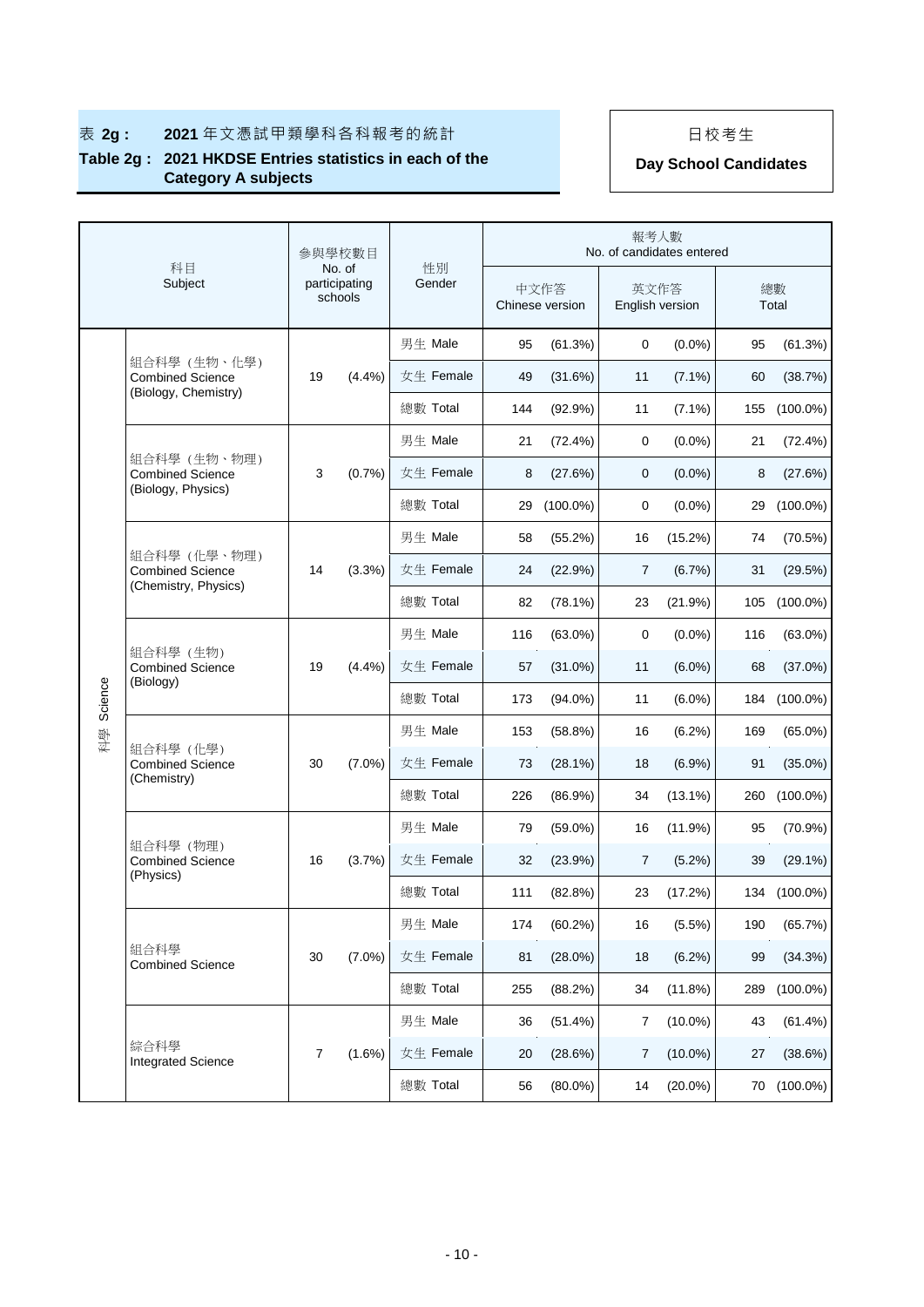表 **2g：** **2021** 年文憑試甲類學科各科報考的統計

**Table 2g : 2021 HKDSE Entries statistics in each of the Category A subjects**

日校考生

**Day School Candidates**

| | 科目 Subject | 參與學校數目 No. of participating schools | | 性別 Gender | 報考人數 No. of candidates entered | | | | | |
|---|---|---|---|---|---|---|---|---|---|---|
| | | | | | 中文作答 Chinese version | | 英文作答 English version | | 總數 Total | |
| 科學 Science | 組合科學（生物、化學） Combined Science (Biology, Chemistry) | 19 | (4.4%) | 男生 Male | 95 | (61.3%) | 0 | (0.0%) | 95 | (61.3%) |
| | | | | 女生 Female | 49 | (31.6%) | 11 | (7.1%) | 60 | (38.7%) |
| | | | | 總數 Total | 144 | (92.9%) | 11 | (7.1%) | 155 | (100.0%) |
| | 組合科學（生物、物理） Combined Science (Biology, Physics) | 3 | (0.7%) | 男生 Male | 21 | (72.4%) | 0 | (0.0%) | 21 | (72.4%) |
| | | | | 女生 Female | 8 | (27.6%) | 0 | (0.0%) | 8 | (27.6%) |
| | | | | 總數 Total | 29 | (100.0%) | 0 | (0.0%) | 29 | (100.0%) |
| | 組合科學（化學、物理） Combined Science (Chemistry, Physics) | 14 | (3.3%) | 男生 Male | 58 | (55.2%) | 16 | (15.2%) | 74 | (70.5%) |
| | | | | 女生 Female | 24 | (22.9%) | 7 | (6.7%) | 31 | (29.5%) |
| | | | | 總數 Total | 82 | (78.1%) | 23 | (21.9%) | 105 | (100.0%) |
| | 組合科學（生物） Combined Science (Biology) | 19 | (4.4%) | 男生 Male | 116 | (63.0%) | 0 | (0.0%) | 116 | (63.0%) |
| | | | | 女生 Female | 57 | (31.0%) | 11 | (6.0%) | 68 | (37.0%) |
| | | | | 總數 Total | 173 | (94.0%) | 11 | (6.0%) | 184 | (100.0%) |
| | 組合科學（化學） Combined Science (Chemistry) | 30 | (7.0%) | 男生 Male | 153 | (58.8%) | 16 | (6.2%) | 169 | (65.0%) |
| | | | | 女生 Female | 73 | (28.1%) | 18 | (6.9%) | 91 | (35.0%) |
| | | | | 總數 Total | 226 | (86.9%) | 34 | (13.1%) | 260 | (100.0%) |
| | 組合科學（物理） Combined Science (Physics) | 16 | (3.7%) | 男生 Male | 79 | (59.0%) | 16 | (11.9%) | 95 | (70.9%) |
| | | | | 女生 Female | 32 | (23.9%) | 7 | (5.2%) | 39 | (29.1%) |
| | | | | 總數 Total | 111 | (82.8%) | 23 | (17.2%) | 134 | (100.0%) |
| | 組合科學 Combined Science | 30 | (7.0%) | 男生 Male | 174 | (60.2%) | 16 | (5.5%) | 190 | (65.7%) |
| | | | | 女生 Female | 81 | (28.0%) | 18 | (6.2%) | 99 | (34.3%) |
| | | | | 總數 Total | 255 | (88.2%) | 34 | (11.8%) | 289 | (100.0%) |
| | 綜合科學 Integrated Science | 7 | (1.6%) | 男生 Male | 36 | (51.4%) | 7 | (10.0%) | 43 | (61.4%) |
| | | | | 女生 Female | 20 | (28.6%) | 7 | (10.0%) | 27 | (38.6%) |
| | | | | 總數 Total | 56 | (80.0%) | 14 | (20.0%) | 70 | (100.0%) |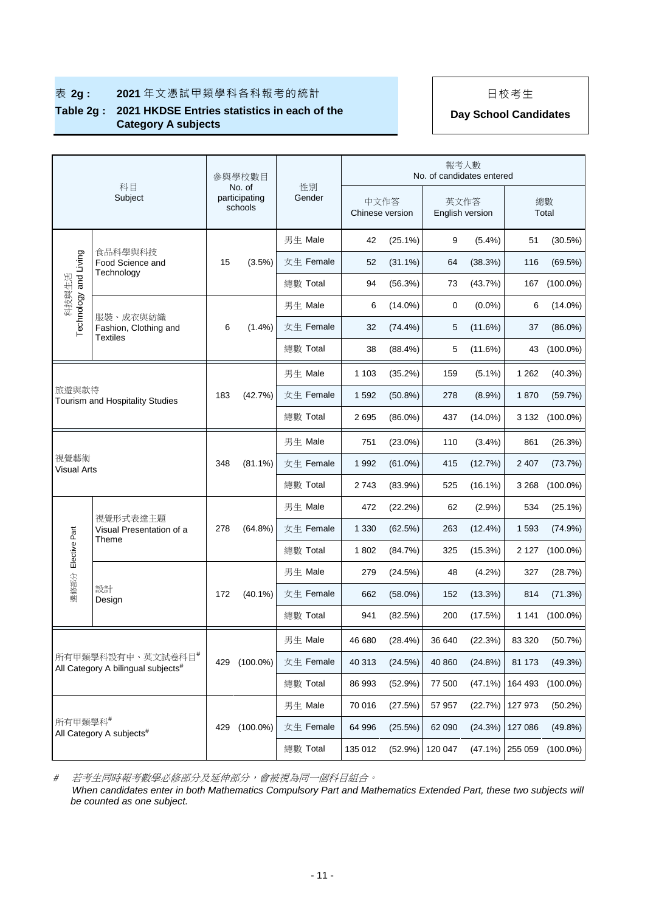## 表 2g : 2021 年文憑試甲類學科各科報考的統計

## Table 2g : 2021 HKDSE Entries statistics in each of the Category A subjects

**日校考生**

**Day School Candidates**

| 科目 Subject | | 參與學校數目 No. of participating schools | | 性別 Gender | 報考人數 No. of candidates entered | | | | | |
|---|---|---|---|---|---|---|---|---|---|---|
| | | | | | 中文作答 Chinese version | | 英文作答 English version | | 總數 Total | |
| 科技與生活 Technology and Living | 食品科學與科技 Food Science and Technology | 15 | (3.5%) | 男生 Male | 42 | (25.1%) | 9 | (5.4%) | 51 | (30.5%) |
| | | | | 女生 Female | 52 | (31.1%) | 64 | (38.3%) | 116 | (69.5%) |
| | | | | 總數 Total | 94 | (56.3%) | 73 | (43.7%) | 167 | (100.0%) |
| | 服裝、成衣與紡織 Fashion, Clothing and Textiles | 6 | (1.4%) | 男生 Male | 6 | (14.0%) | 0 | (0.0%) | 6 | (14.0%) |
| | | | | 女生 Female | 32 | (74.4%) | 5 | (11.6%) | 37 | (86.0%) |
| | | | | 總數 Total | 38 | (88.4%) | 5 | (11.6%) | 43 | (100.0%) |
| 旅遊與款待 Tourism and Hospitality Studies | | 183 | (42.7%) | 男生 Male | 1 103 | (35.2%) | 159 | (5.1%) | 1 262 | (40.3%) |
| | | | | 女生 Female | 1 592 | (50.8%) | 278 | (8.9%) | 1 870 | (59.7%) |
| | | | | 總數 Total | 2 695 | (86.0%) | 437 | (14.0%) | 3 132 | (100.0%) |
| 視覺藝術 Visual Arts | | 348 | (81.1%) | 男生 Male | 751 | (23.0%) | 110 | (3.4%) | 861 | (26.3%) |
| | | | | 女生 Female | 1 992 | (61.0%) | 415 | (12.7%) | 2 407 | (73.7%) |
| | | | | 總數 Total | 2 743 | (83.9%) | 525 | (16.1%) | 3 268 | (100.0%) |
| 選修部分 Elective Part | 視覺形式表達主題 Visual Presentation of a Theme | 278 | (64.8%) | 男生 Male | 472 | (22.2%) | 62 | (2.9%) | 534 | (25.1%) |
| | | | | 女生 Female | 1 330 | (62.5%) | 263 | (12.4%) | 1 593 | (74.9%) |
| | | | | 總數 Total | 1 802 | (84.7%) | 325 | (15.3%) | 2 127 | (100.0%) |
| | 設計 Design | 172 | (40.1%) | 男生 Male | 279 | (24.5%) | 48 | (4.2%) | 327 | (28.7%) |
| | | | | 女生 Female | 662 | (58.0%) | 152 | (13.3%) | 814 | (71.3%) |
| | | | | 總數 Total | 941 | (82.5%) | 200 | (17.5%) | 1 141 | (100.0%) |
| 所有甲類學科設有中、英文試卷科目# All Category A bilingual subjects# | | 429 | (100.0%) | 男生 Male | 46 680 | (28.4%) | 36 640 | (22.3%) | 83 320 | (50.7%) |
| | | | | 女生 Female | 40 313 | (24.5%) | 40 860 | (24.8%) | 81 173 | (49.3%) |
| | | | | 總數 Total | 86 993 | (52.9%) | 77 500 | (47.1%) | 164 493 | (100.0%) |
| 所有甲類學科# All Category A subjects# | | 429 | (100.0%) | 男生 Male | 70 016 | (27.5%) | 57 957 | (22.7%) | 127 973 | (50.2%) |
| | | | | 女生 Female | 64 996 | (25.5%) | 62 090 | (24.3%) | 127 086 | (49.8%) |
| | | | | 總數 Total | 135 012 | (52.9%) | 120 047 | (47.1%) | 255 059 | (100.0%) |

\# *若考生同時報考數學必修部分及延伸部分，會被視為同一個科目組合。*

*When candidates enter in both Mathematics Compulsory Part and Mathematics Extended Part, these two subjects will be counted as one subject.*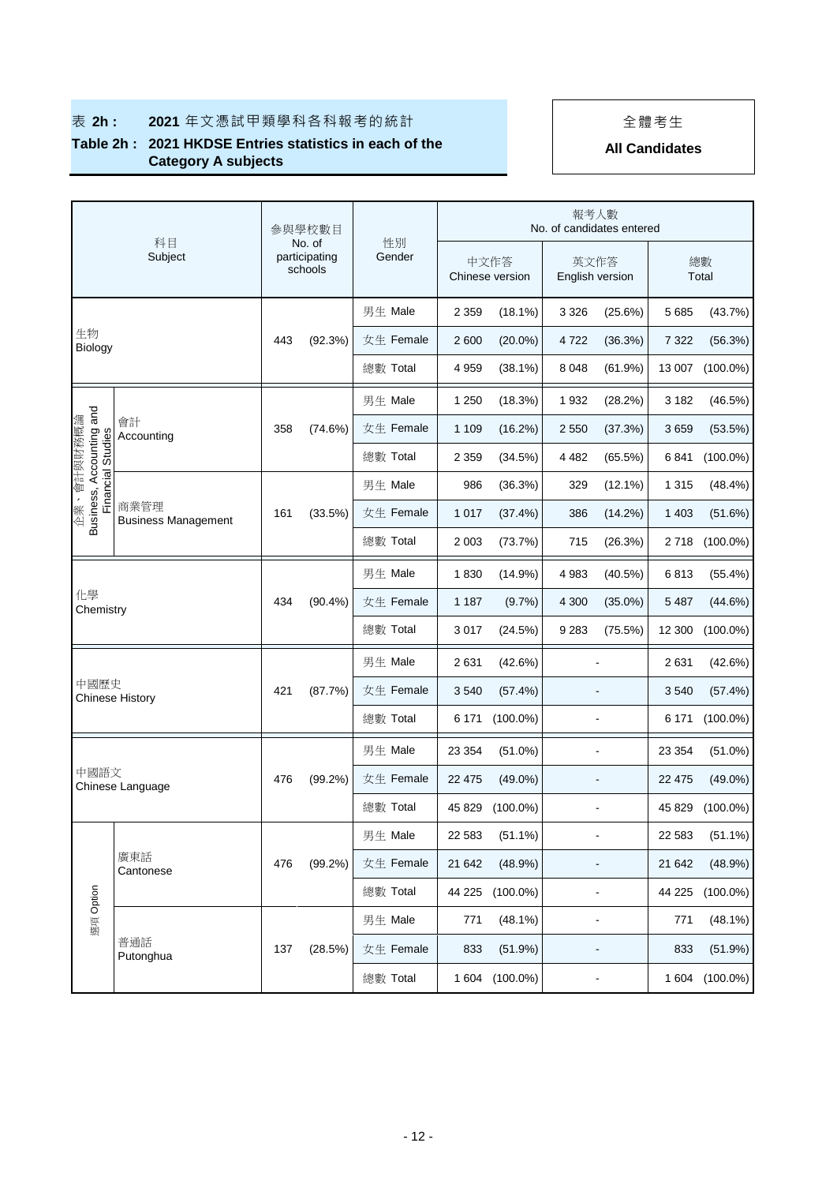# 表 2h : 2021 年文憑試甲類學科各科報考的統計
# Table 2h : 2021 HKDSE Entries statistics in each of the Category A subjects

全體考生
**All Candidates**

| 科目 Subject | | 參與學校數目 No. of participating schools | | 性別 Gender | 報考人數 No. of candidates entered | | | | | |
|---|---|---|---|---|---|---|---|---|---|---|
| | | | | | 中文作答 Chinese version | | 英文作答 English version | | 總數 Total | |
| 生物 Biology | | 443 | (92.3%) | 男生 Male | 2 359 | (18.1%) | 3 326 | (25.6%) | 5 685 | (43.7%) |
| | | | | 女生 Female | 2 600 | (20.0%) | 4 722 | (36.3%) | 7 322 | (56.3%) |
| | | | | 總數 Total | 4 959 | (38.1%) | 8 048 | (61.9%) | 13 007 | (100.0%) |
| 企業、會計與財務概論 Business, Accounting and Financial Studies | 會計 Accounting | 358 | (74.6%) | 男生 Male | 1 250 | (18.3%) | 1 932 | (28.2%) | 3 182 | (46.5%) |
| | | | | 女生 Female | 1 109 | (16.2%) | 2 550 | (37.3%) | 3 659 | (53.5%) |
| | | | | 總數 Total | 2 359 | (34.5%) | 4 482 | (65.5%) | 6 841 | (100.0%) |
| | 商業管理 Business Management | 161 | (33.5%) | 男生 Male | 986 | (36.3%) | 329 | (12.1%) | 1 315 | (48.4%) |
| | | | | 女生 Female | 1 017 | (37.4%) | 386 | (14.2%) | 1 403 | (51.6%) |
| | | | | 總數 Total | 2 003 | (73.7%) | 715 | (26.3%) | 2 718 | (100.0%) |
| 化學 Chemistry | | 434 | (90.4%) | 男生 Male | 1 830 | (14.9%) | 4 983 | (40.5%) | 6 813 | (55.4%) |
| | | | | 女生 Female | 1 187 | (9.7%) | 4 300 | (35.0%) | 5 487 | (44.6%) |
| | | | | 總數 Total | 3 017 | (24.5%) | 9 283 | (75.5%) | 12 300 | (100.0%) |
| 中國歷史 Chinese History | | 421 | (87.7%) | 男生 Male | 2 631 | (42.6%) | - | | 2 631 | (42.6%) |
| | | | | 女生 Female | 3 540 | (57.4%) | - | | 3 540 | (57.4%) |
| | | | | 總數 Total | 6 171 | (100.0%) | - | | 6 171 | (100.0%) |
| 中國語文 Chinese Language | | 476 | (99.2%) | 男生 Male | 23 354 | (51.0%) | - | | 23 354 | (51.0%) |
| | | | | 女生 Female | 22 475 | (49.0%) | - | | 22 475 | (49.0%) |
| | | | | 總數 Total | 45 829 | (100.0%) | - | | 45 829 | (100.0%) |
| 選項 Option | 廣東話 Cantonese | 476 | (99.2%) | 男生 Male | 22 583 | (51.1%) | - | | 22 583 | (51.1%) |
| | | | | 女生 Female | 21 642 | (48.9%) | - | | 21 642 | (48.9%) |
| | | | | 總數 Total | 44 225 | (100.0%) | - | | 44 225 | (100.0%) |
| | 普通話 Putonghua | 137 | (28.5%) | 男生 Male | 771 | (48.1%) | - | | 771 | (48.1%) |
| | | | | 女生 Female | 833 | (51.9%) | - | | 833 | (51.9%) |
| | | | | 總數 Total | 1 604 | (100.0%) | - | | 1 604 | (100.0%) |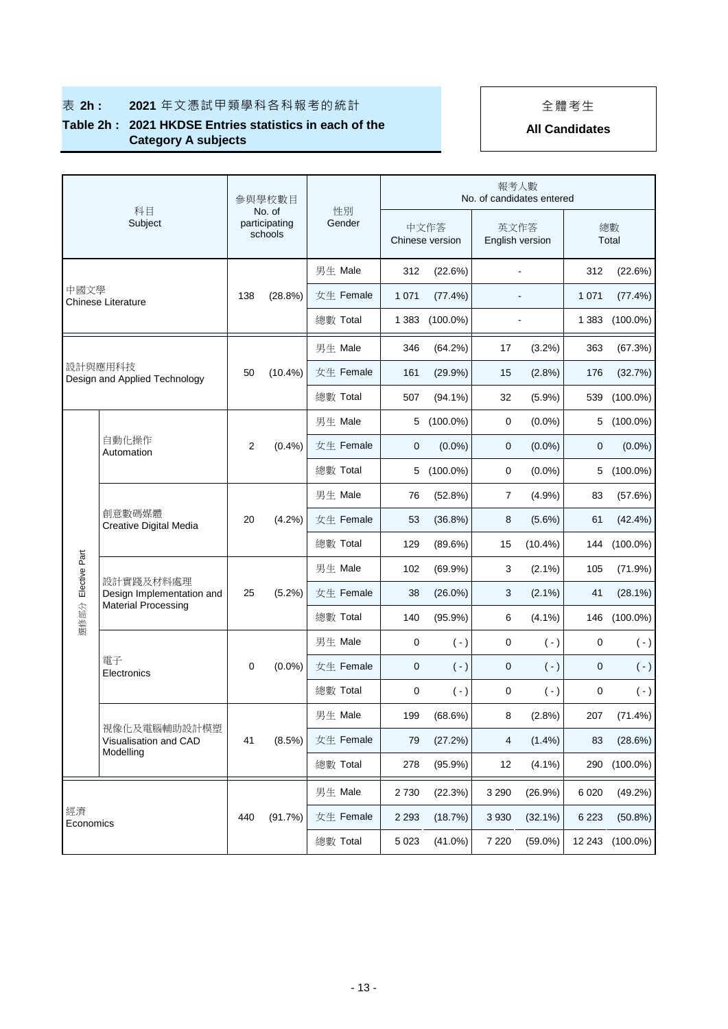表 **2h :** **2021** 年文憑試甲類學科各科報考的統計

**Table 2h : 2021 HKDSE Entries statistics in each of the Category A subjects**

全體考生

**All Candidates**

| 科目 Subject | | 參與學校數目 No. of participating schools | | 性別 Gender | 報考人數 No. of candidates entered | | | | | |
|---|---|---|---|---|---|---|---|---|---|---|
| | | | | | 中文作答 Chinese version | | 英文作答 English version | | 總數 Total | |
| 中國文學 Chinese Literature | | 138 | (28.8%) | 男生 Male | 312 | (22.6%) | - | | 312 | (22.6%) |
| | | | | 女生 Female | 1 071 | (77.4%) | - | | 1 071 | (77.4%) |
| | | | | 總數 Total | 1 383 | (100.0%) | - | | 1 383 | (100.0%) |
| 設計與應用科技 Design and Applied Technology | | 50 | (10.4%) | 男生 Male | 346 | (64.2%) | 17 | (3.2%) | 363 | (67.3%) |
| | | | | 女生 Female | 161 | (29.9%) | 15 | (2.8%) | 176 | (32.7%) |
| | | | | 總數 Total | 507 | (94.1%) | 32 | (5.9%) | 539 | (100.0%) |
| 選修部分 Elective Part | 自動化操作 Automation | 2 | (0.4%) | 男生 Male | 5 | (100.0%) | 0 | (0.0%) | 5 | (100.0%) |
| | | | | 女生 Female | 0 | (0.0%) | 0 | (0.0%) | 0 | (0.0%) |
| | | | | 總數 Total | 5 | (100.0%) | 0 | (0.0%) | 5 | (100.0%) |
| | 創意數碼媒體 Creative Digital Media | 20 | (4.2%) | 男生 Male | 76 | (52.8%) | 7 | (4.9%) | 83 | (57.6%) |
| | | | | 女生 Female | 53 | (36.8%) | 8 | (5.6%) | 61 | (42.4%) |
| | | | | 總數 Total | 129 | (89.6%) | 15 | (10.4%) | 144 | (100.0%) |
| | 設計實踐及材料處理 Design Implementation and Material Processing | 25 | (5.2%) | 男生 Male | 102 | (69.9%) | 3 | (2.1%) | 105 | (71.9%) |
| | | | | 女生 Female | 38 | (26.0%) | 3 | (2.1%) | 41 | (28.1%) |
| | | | | 總數 Total | 140 | (95.9%) | 6 | (4.1%) | 146 | (100.0%) |
| | 電子 Electronics | 0 | (0.0%) | 男生 Male | 0 | ( - ) | 0 | ( - ) | 0 | ( - ) |
| | | | | 女生 Female | 0 | ( - ) | 0 | ( - ) | 0 | ( - ) |
| | | | | 總數 Total | 0 | ( - ) | 0 | ( - ) | 0 | ( - ) |
| | 視像化及電腦輔助設計模塑 Visualisation and CAD Modelling | 41 | (8.5%) | 男生 Male | 199 | (68.6%) | 8 | (2.8%) | 207 | (71.4%) |
| | | | | 女生 Female | 79 | (27.2%) | 4 | (1.4%) | 83 | (28.6%) |
| | | | | 總數 Total | 278 | (95.9%) | 12 | (4.1%) | 290 | (100.0%) |
| 經濟 Economics | | 440 | (91.7%) | 男生 Male | 2 730 | (22.3%) | 3 290 | (26.9%) | 6 020 | (49.2%) |
| | | | | 女生 Female | 2 293 | (18.7%) | 3 930 | (32.1%) | 6 223 | (50.8%) |
| | | | | 總數 Total | 5 023 | (41.0%) | 7 220 | (59.0%) | 12 243 | (100.0%) |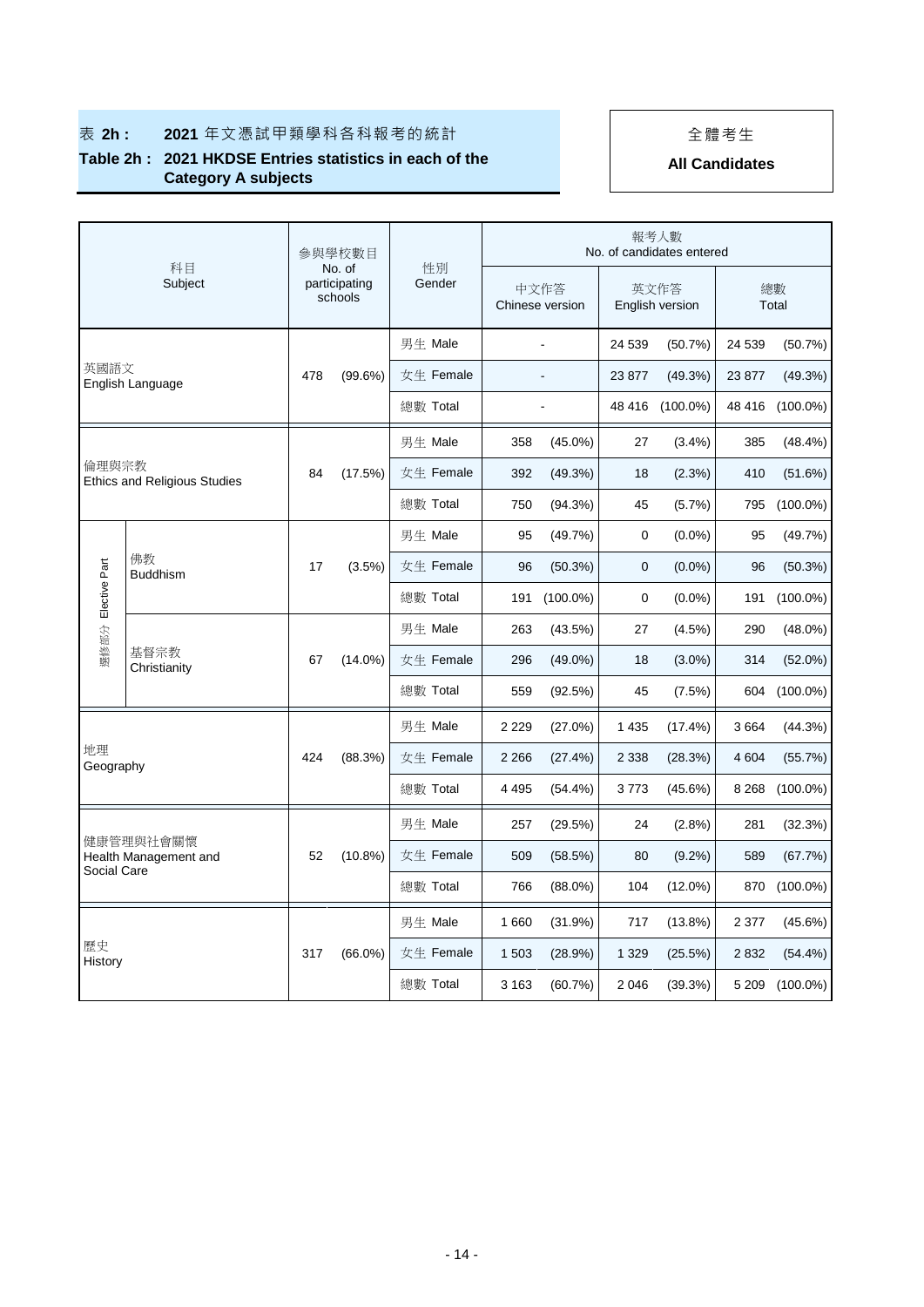**表 2h : 2021 年文憑試甲類學科各科報考的統計**

**Table 2h : 2021 HKDSE Entries statistics in each of the Category A subjects**

全體考生

**All Candidates**

| 科目 Subject | | 參與學校數目 No. of participating schools | | 性別 Gender | 報考人數 No. of candidates entered | | | | | |
|---|---|---|---|---|---|---|---|---|---|---|
| | | | | | 中文作答 Chinese version | | 英文作答 English version | | 總數 Total | |
| 英國語文 English Language | | 478 | (99.6%) | 男生 Male | - | | 24 539 | (50.7%) | 24 539 | (50.7%) |
| | | | | 女生 Female | - | | 23 877 | (49.3%) | 23 877 | (49.3%) |
| | | | | 總數 Total | - | | 48 416 | (100.0%) | 48 416 | (100.0%) |
| 倫理與宗教 Ethics and Religious Studies | | 84 | (17.5%) | 男生 Male | 358 | (45.0%) | 27 | (3.4%) | 385 | (48.4%) |
| | | | | 女生 Female | 392 | (49.3%) | 18 | (2.3%) | 410 | (51.6%) |
| | | | | 總數 Total | 750 | (94.3%) | 45 | (5.7%) | 795 | (100.0%) |
| 選修部分 Elective Part | 佛教 Buddhism | 17 | (3.5%) | 男生 Male | 95 | (49.7%) | 0 | (0.0%) | 95 | (49.7%) |
| | | | | 女生 Female | 96 | (50.3%) | 0 | (0.0%) | 96 | (50.3%) |
| | | | | 總數 Total | 191 | (100.0%) | 0 | (0.0%) | 191 | (100.0%) |
| | 基督宗教 Christianity | 67 | (14.0%) | 男生 Male | 263 | (43.5%) | 27 | (4.5%) | 290 | (48.0%) |
| | | | | 女生 Female | 296 | (49.0%) | 18 | (3.0%) | 314 | (52.0%) |
| | | | | 總數 Total | 559 | (92.5%) | 45 | (7.5%) | 604 | (100.0%) |
| 地理 Geography | | 424 | (88.3%) | 男生 Male | 2 229 | (27.0%) | 1 435 | (17.4%) | 3 664 | (44.3%) |
| | | | | 女生 Female | 2 266 | (27.4%) | 2 338 | (28.3%) | 4 604 | (55.7%) |
| | | | | 總數 Total | 4 495 | (54.4%) | 3 773 | (45.6%) | 8 268 | (100.0%) |
| 健康管理與社會關懷 Health Management and Social Care | | 52 | (10.8%) | 男生 Male | 257 | (29.5%) | 24 | (2.8%) | 281 | (32.3%) |
| | | | | 女生 Female | 509 | (58.5%) | 80 | (9.2%) | 589 | (67.7%) |
| | | | | 總數 Total | 766 | (88.0%) | 104 | (12.0%) | 870 | (100.0%) |
| 歷史 History | | 317 | (66.0%) | 男生 Male | 1 660 | (31.9%) | 717 | (13.8%) | 2 377 | (45.6%) |
| | | | | 女生 Female | 1 503 | (28.9%) | 1 329 | (25.5%) | 2 832 | (54.4%) |
| | | | | 總數 Total | 3 163 | (60.7%) | 2 046 | (39.3%) | 5 209 | (100.0%) |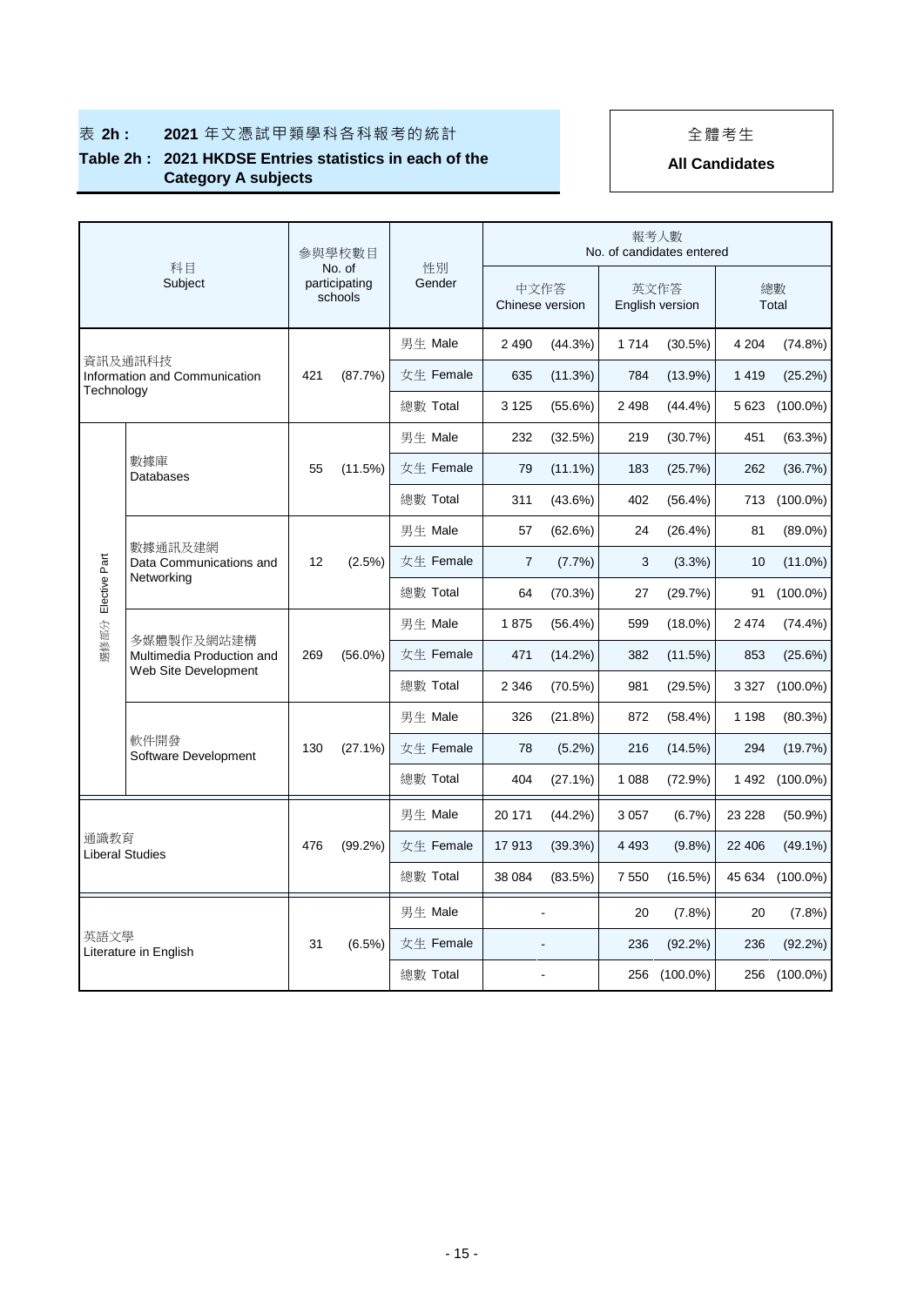## 表 2h : 2021 年文憑試甲類學科各科報考的統計

## Table 2h : 2021 HKDSE Entries statistics in each of the Category A subjects

全體考生

**All Candidates**

| 科目 Subject | | 參與學校數目 No. of participating schools | | 性別 Gender | 報考人數 No. of candidates entered | | | | | |
|---|---|---|---|---|---|---|---|---|---|---|
| | | | | | 中文作答 Chinese version | | 英文作答 English version | | 總數 Total | |
| 資訊及通訊科技 Information and Communication Technology | | 421 | (87.7%) | 男生 Male | 2 490 | (44.3%) | 1 714 | (30.5%) | 4 204 | (74.8%) |
| | | | | 女生 Female | 635 | (11.3%) | 784 | (13.9%) | 1 419 | (25.2%) |
| | | | | 總數 Total | 3 125 | (55.6%) | 2 498 | (44.4%) | 5 623 | (100.0%) |
| 選修部分 Elective Part | 數據庫 Databases | 55 | (11.5%) | 男生 Male | 232 | (32.5%) | 219 | (30.7%) | 451 | (63.3%) |
| | | | | 女生 Female | 79 | (11.1%) | 183 | (25.7%) | 262 | (36.7%) |
| | | | | 總數 Total | 311 | (43.6%) | 402 | (56.4%) | 713 | (100.0%) |
| | 數據通訊及建網 Data Communications and Networking | 12 | (2.5%) | 男生 Male | 57 | (62.6%) | 24 | (26.4%) | 81 | (89.0%) |
| | | | | 女生 Female | 7 | (7.7%) | 3 | (3.3%) | 10 | (11.0%) |
| | | | | 總數 Total | 64 | (70.3%) | 27 | (29.7%) | 91 | (100.0%) |
| | 多媒體製作及網站建構 Multimedia Production and Web Site Development | 269 | (56.0%) | 男生 Male | 1 875 | (56.4%) | 599 | (18.0%) | 2 474 | (74.4%) |
| | | | | 女生 Female | 471 | (14.2%) | 382 | (11.5%) | 853 | (25.6%) |
| | | | | 總數 Total | 2 346 | (70.5%) | 981 | (29.5%) | 3 327 | (100.0%) |
| | 軟件開發 Software Development | 130 | (27.1%) | 男生 Male | 326 | (21.8%) | 872 | (58.4%) | 1 198 | (80.3%) |
| | | | | 女生 Female | 78 | (5.2%) | 216 | (14.5%) | 294 | (19.7%) |
| | | | | 總數 Total | 404 | (27.1%) | 1 088 | (72.9%) | 1 492 | (100.0%) |
| 通識教育 Liberal Studies | | 476 | (99.2%) | 男生 Male | 20 171 | (44.2%) | 3 057 | (6.7%) | 23 228 | (50.9%) |
| | | | | 女生 Female | 17 913 | (39.3%) | 4 493 | (9.8%) | 22 406 | (49.1%) |
| | | | | 總數 Total | 38 084 | (83.5%) | 7 550 | (16.5%) | 45 634 | (100.0%) |
| 英語文學 Literature in English | | 31 | (6.5%) | 男生 Male | - | | 20 | (7.8%) | 20 | (7.8%) |
| | | | | 女生 Female | - | | 236 | (92.2%) | 236 | (92.2%) |
| | | | | 總數 Total | - | | 256 | (100.0%) | 256 | (100.0%) |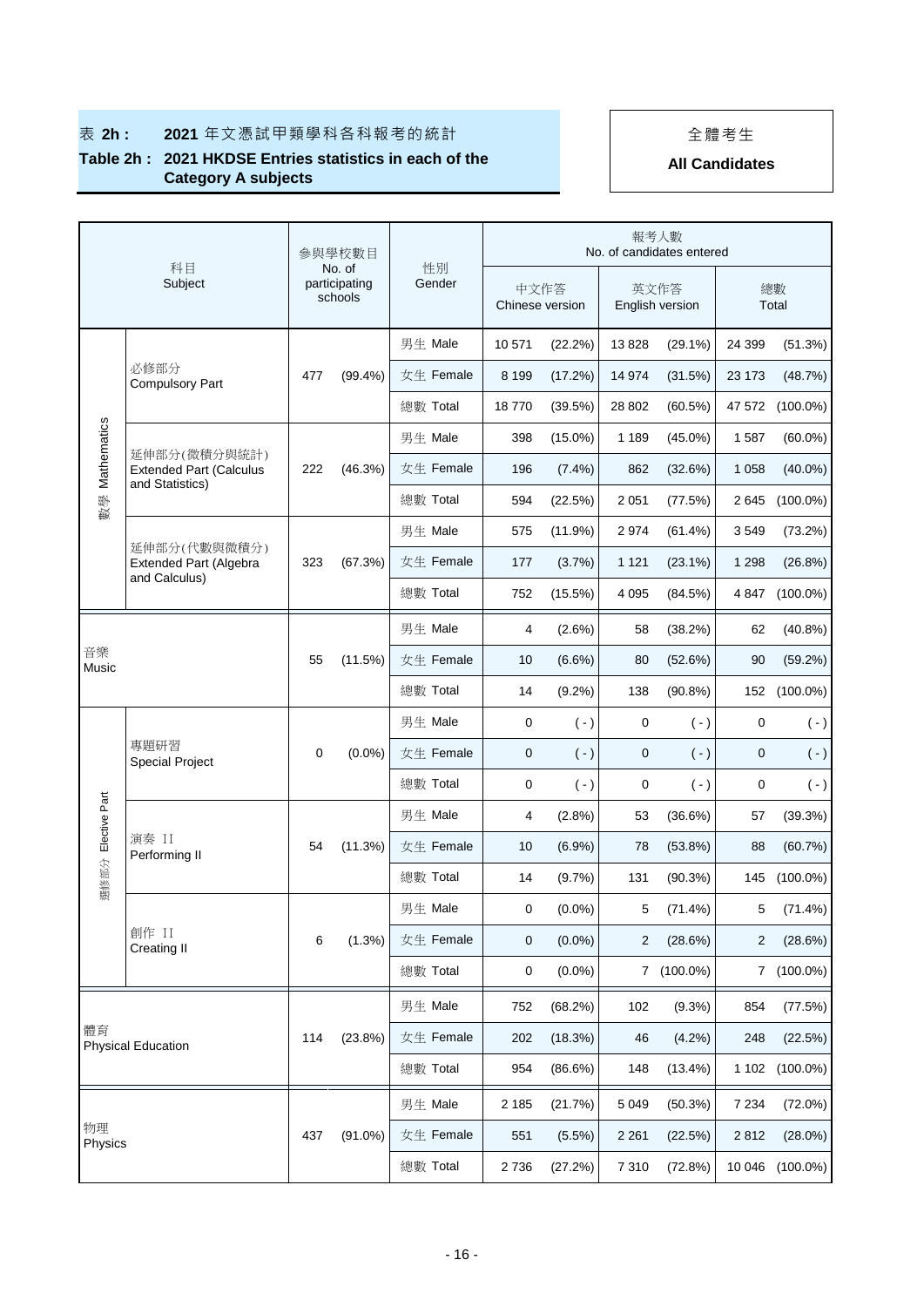表 **2h :** **2021** 年文憑試甲類學科各科報考的統計

**Table 2h : 2021 HKDSE Entries statistics in each of the Category A subjects**

全體考生

**All Candidates**

| 科目 Subject | | 參與學校數目 No. of participating schools | | 性別 Gender | 報考人數 No. of candidates entered | | | | | |
|---|---|---|---|---|---|---|---|---|---|---|
| | | | | | 中文作答 Chinese version | | 英文作答 English version | | 總數 Total | |
| 數學 Mathematics | 必修部分 Compulsory Part | 477 | (99.4%) | 男生 Male | 10 571 | (22.2%) | 13 828 | (29.1%) | 24 399 | (51.3%) |
| | | | | 女生 Female | 8 199 | (17.2%) | 14 974 | (31.5%) | 23 173 | (48.7%) |
| | | | | 總數 Total | 18 770 | (39.5%) | 28 802 | (60.5%) | 47 572 | (100.0%) |
| | 延伸部分(微積分與統計) Extended Part (Calculus and Statistics) | 222 | (46.3%) | 男生 Male | 398 | (15.0%) | 1 189 | (45.0%) | 1 587 | (60.0%) |
| | | | | 女生 Female | 196 | (7.4%) | 862 | (32.6%) | 1 058 | (40.0%) |
| | | | | 總數 Total | 594 | (22.5%) | 2 051 | (77.5%) | 2 645 | (100.0%) |
| | 延伸部分(代數與微積分) Extended Part (Algebra and Calculus) | 323 | (67.3%) | 男生 Male | 575 | (11.9%) | 2 974 | (61.4%) | 3 549 | (73.2%) |
| | | | | 女生 Female | 177 | (3.7%) | 1 121 | (23.1%) | 1 298 | (26.8%) |
| | | | | 總數 Total | 752 | (15.5%) | 4 095 | (84.5%) | 4 847 | (100.0%) |
| 音樂 Music | | 55 | (11.5%) | 男生 Male | 4 | (2.6%) | 58 | (38.2%) | 62 | (40.8%) |
| | | | | 女生 Female | 10 | (6.6%) | 80 | (52.6%) | 90 | (59.2%) |
| | | | | 總數 Total | 14 | (9.2%) | 138 | (90.8%) | 152 | (100.0%) |
| 選修部分 Elective Part | 專題研習 Special Project | 0 | (0.0%) | 男生 Male | 0 | ( - ) | 0 | ( - ) | 0 | ( - ) |
| | | | | 女生 Female | 0 | ( - ) | 0 | ( - ) | 0 | ( - ) |
| | | | | 總數 Total | 0 | ( - ) | 0 | ( - ) | 0 | ( - ) |
| | 演奏 II Performing II | 54 | (11.3%) | 男生 Male | 4 | (2.8%) | 53 | (36.6%) | 57 | (39.3%) |
| | | | | 女生 Female | 10 | (6.9%) | 78 | (53.8%) | 88 | (60.7%) |
| | | | | 總數 Total | 14 | (9.7%) | 131 | (90.3%) | 145 | (100.0%) |
| | 創作 II Creating II | 6 | (1.3%) | 男生 Male | 0 | (0.0%) | 5 | (71.4%) | 5 | (71.4%) |
| | | | | 女生 Female | 0 | (0.0%) | 2 | (28.6%) | 2 | (28.6%) |
| | | | | 總數 Total | 0 | (0.0%) | 7 | (100.0%) | 7 | (100.0%) |
| 體育 Physical Education | | 114 | (23.8%) | 男生 Male | 752 | (68.2%) | 102 | (9.3%) | 854 | (77.5%) |
| | | | | 女生 Female | 202 | (18.3%) | 46 | (4.2%) | 248 | (22.5%) |
| | | | | 總數 Total | 954 | (86.6%) | 148 | (13.4%) | 1 102 | (100.0%) |
| 物理 Physics | | 437 | (91.0%) | 男生 Male | 2 185 | (21.7%) | 5 049 | (50.3%) | 7 234 | (72.0%) |
| | | | | 女生 Female | 551 | (5.5%) | 2 261 | (22.5%) | 2 812 | (28.0%) |
| | | | | 總數 Total | 2 736 | (27.2%) | 7 310 | (72.8%) | 10 046 | (100.0%) |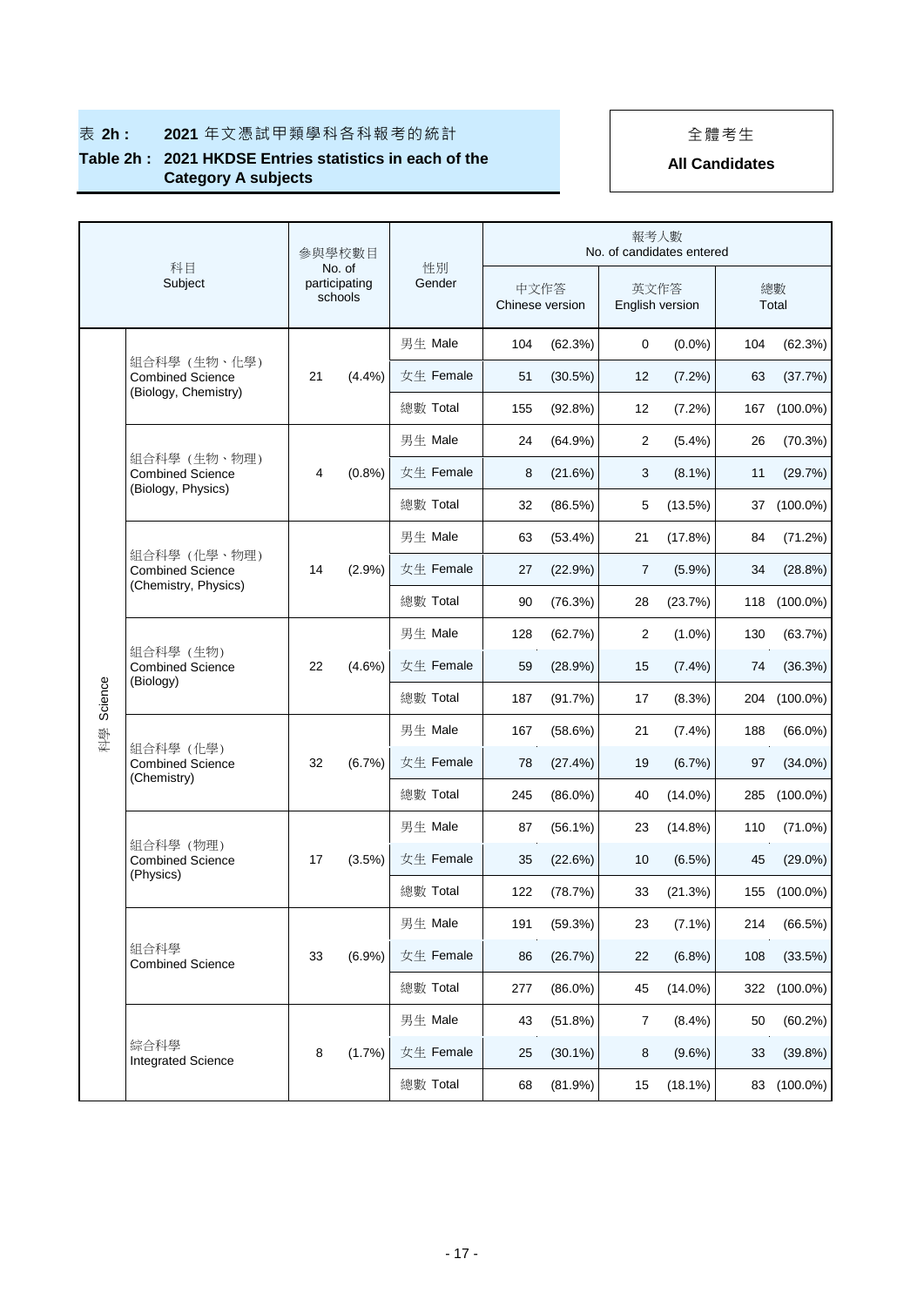表 **2h :** **2021** 年文憑試甲類學科各科報考的統計

**Table 2h : 2021 HKDSE Entries statistics in each of the Category A subjects**

全體考生

**All Candidates**

| | 科目 Subject | 參與學校數目 No. of participating schools | | 性別 Gender | 報考人數 No. of candidates entered | | | | | |
|---|---|---|---|---|---|---|---|---|---|---|
| | | | | | 中文作答 Chinese version | | 英文作答 English version | | 總數 Total | |
| 科學 Science | 組合科學（生物、化學） Combined Science (Biology, Chemistry) | 21 | (4.4%) | 男生 Male | 104 | (62.3%) | 0 | (0.0%) | 104 | (62.3%) |
| | | | | 女生 Female | 51 | (30.5%) | 12 | (7.2%) | 63 | (37.7%) |
| | | | | 總數 Total | 155 | (92.8%) | 12 | (7.2%) | 167 | (100.0%) |
| | 組合科學（生物、物理） Combined Science (Biology, Physics) | 4 | (0.8%) | 男生 Male | 24 | (64.9%) | 2 | (5.4%) | 26 | (70.3%) |
| | | | | 女生 Female | 8 | (21.6%) | 3 | (8.1%) | 11 | (29.7%) |
| | | | | 總數 Total | 32 | (86.5%) | 5 | (13.5%) | 37 | (100.0%) |
| | 組合科學（化學、物理） Combined Science (Chemistry, Physics) | 14 | (2.9%) | 男生 Male | 63 | (53.4%) | 21 | (17.8%) | 84 | (71.2%) |
| | | | | 女生 Female | 27 | (22.9%) | 7 | (5.9%) | 34 | (28.8%) |
| | | | | 總數 Total | 90 | (76.3%) | 28 | (23.7%) | 118 | (100.0%) |
| | 組合科學（生物） Combined Science (Biology) | 22 | (4.6%) | 男生 Male | 128 | (62.7%) | 2 | (1.0%) | 130 | (63.7%) |
| | | | | 女生 Female | 59 | (28.9%) | 15 | (7.4%) | 74 | (36.3%) |
| | | | | 總數 Total | 187 | (91.7%) | 17 | (8.3%) | 204 | (100.0%) |
| | 組合科學（化學） Combined Science (Chemistry) | 32 | (6.7%) | 男生 Male | 167 | (58.6%) | 21 | (7.4%) | 188 | (66.0%) |
| | | | | 女生 Female | 78 | (27.4%) | 19 | (6.7%) | 97 | (34.0%) |
| | | | | 總數 Total | 245 | (86.0%) | 40 | (14.0%) | 285 | (100.0%) |
| | 組合科學（物理） Combined Science (Physics) | 17 | (3.5%) | 男生 Male | 87 | (56.1%) | 23 | (14.8%) | 110 | (71.0%) |
| | | | | 女生 Female | 35 | (22.6%) | 10 | (6.5%) | 45 | (29.0%) |
| | | | | 總數 Total | 122 | (78.7%) | 33 | (21.3%) | 155 | (100.0%) |
| | 組合科學 Combined Science | 33 | (6.9%) | 男生 Male | 191 | (59.3%) | 23 | (7.1%) | 214 | (66.5%) |
| | | | | 女生 Female | 86 | (26.7%) | 22 | (6.8%) | 108 | (33.5%) |
| | | | | 總數 Total | 277 | (86.0%) | 45 | (14.0%) | 322 | (100.0%) |
| | 綜合科學 Integrated Science | 8 | (1.7%) | 男生 Male | 43 | (51.8%) | 7 | (8.4%) | 50 | (60.2%) |
| | | | | 女生 Female | 25 | (30.1%) | 8 | (9.6%) | 33 | (39.8%) |
| | | | | 總數 Total | 68 | (81.9%) | 15 | (18.1%) | 83 | (100.0%) |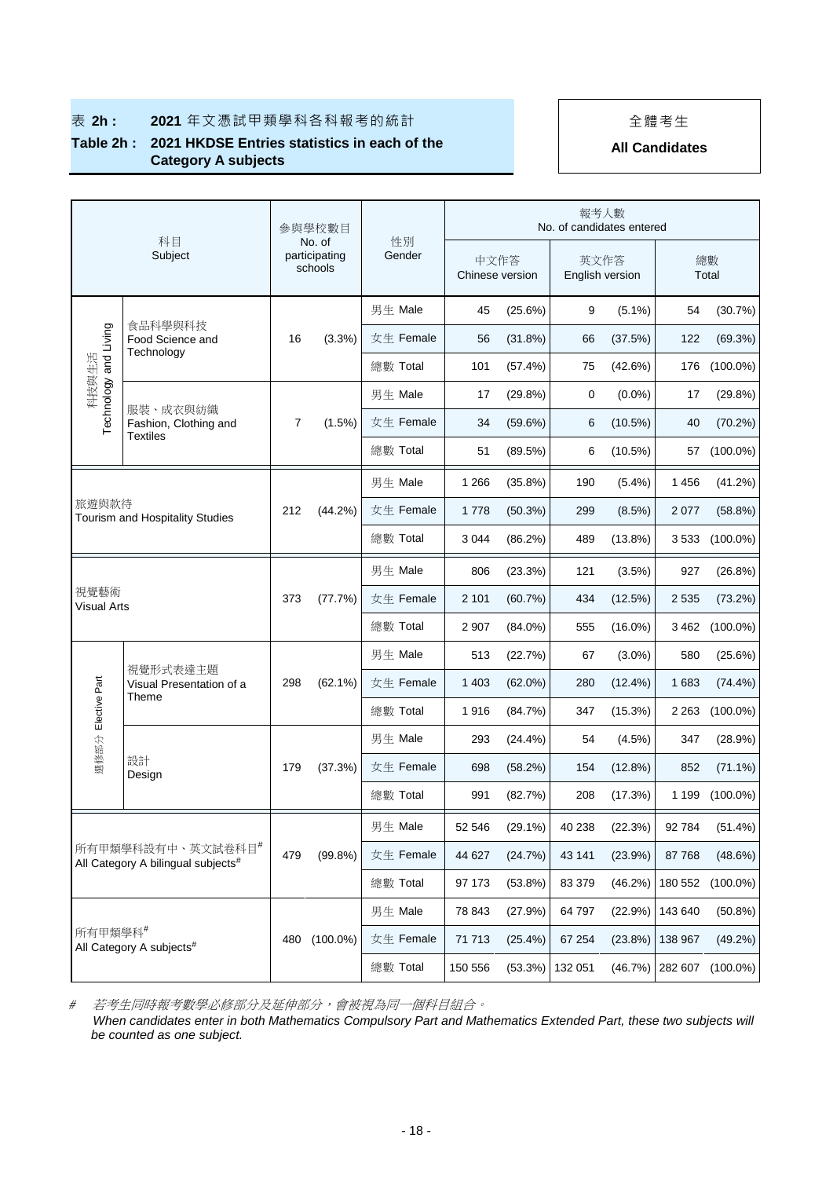表 **2h :** **2021** 年文憑試甲類學科各科報考的統計

**Table 2h : 2021 HKDSE Entries statistics in each of the Category A subjects**

全體考生

**All Candidates**

| 科目 Subject | | 參與學校數目 No. of participating schools | | 性別 Gender | 報考人數 No. of candidates entered | | | | | |
|---|---|---|---|---|---|---|---|---|---|---|
| | | | | | 中文作答 Chinese version | | 英文作答 English version | | 總數 Total | |
| 科技與生活 Technology and Living | 食品科學與科技 Food Science and Technology | 16 | (3.3%) | 男生 Male | 45 | (25.6%) | 9 | (5.1%) | 54 | (30.7%) |
| | | | | 女生 Female | 56 | (31.8%) | 66 | (37.5%) | 122 | (69.3%) |
| | | | | 總數 Total | 101 | (57.4%) | 75 | (42.6%) | 176 | (100.0%) |
| | 服裝、成衣與紡織 Fashion, Clothing and Textiles | 7 | (1.5%) | 男生 Male | 17 | (29.8%) | 0 | (0.0%) | 17 | (29.8%) |
| | | | | 女生 Female | 34 | (59.6%) | 6 | (10.5%) | 40 | (70.2%) |
| | | | | 總數 Total | 51 | (89.5%) | 6 | (10.5%) | 57 | (100.0%) |
| 旅遊與款待 Tourism and Hospitality Studies | | 212 | (44.2%) | 男生 Male | 1 266 | (35.8%) | 190 | (5.4%) | 1 456 | (41.2%) |
| | | | | 女生 Female | 1 778 | (50.3%) | 299 | (8.5%) | 2 077 | (58.8%) |
| | | | | 總數 Total | 3 044 | (86.2%) | 489 | (13.8%) | 3 533 | (100.0%) |
| 視覺藝術 Visual Arts | | 373 | (77.7%) | 男生 Male | 806 | (23.3%) | 121 | (3.5%) | 927 | (26.8%) |
| | | | | 女生 Female | 2 101 | (60.7%) | 434 | (12.5%) | 2 535 | (73.2%) |
| | | | | 總數 Total | 2 907 | (84.0%) | 555 | (16.0%) | 3 462 | (100.0%) |
| 選修部分 Elective Part | 視覺形式表達主題 Visual Presentation of a Theme | 298 | (62.1%) | 男生 Male | 513 | (22.7%) | 67 | (3.0%) | 580 | (25.6%) |
| | | | | 女生 Female | 1 403 | (62.0%) | 280 | (12.4%) | 1 683 | (74.4%) |
| | | | | 總數 Total | 1 916 | (84.7%) | 347 | (15.3%) | 2 263 | (100.0%) |
| | 設計 Design | 179 | (37.3%) | 男生 Male | 293 | (24.4%) | 54 | (4.5%) | 347 | (28.9%) |
| | | | | 女生 Female | 698 | (58.2%) | 154 | (12.8%) | 852 | (71.1%) |
| | | | | 總數 Total | 991 | (82.7%) | 208 | (17.3%) | 1 199 | (100.0%) |
| 所有甲類學科設有中、英文試卷科目# All Category A bilingual subjects# | | 479 | (99.8%) | 男生 Male | 52 546 | (29.1%) | 40 238 | (22.3%) | 92 784 | (51.4%) |
| | | | | 女生 Female | 44 627 | (24.7%) | 43 141 | (23.9%) | 87 768 | (48.6%) |
| | | | | 總數 Total | 97 173 | (53.8%) | 83 379 | (46.2%) | 180 552 | (100.0%) |
| 所有甲類學科# All Category A subjects# | | 480 | (100.0%) | 男生 Male | 78 843 | (27.9%) | 64 797 | (22.9%) | 143 640 | (50.8%) |
| | | | | 女生 Female | 71 713 | (25.4%) | 67 254 | (23.8%) | 138 967 | (49.2%) |
| | | | | 總數 Total | 150 556 | (53.3%) | 132 051 | (46.7%) | 282 607 | (100.0%) |

\# *若考生同時報考數學必修部分及延伸部分，會被視為同一個科目組合。*
*When candidates enter in both Mathematics Compulsory Part and Mathematics Extended Part, these two subjects will be counted as one subject.*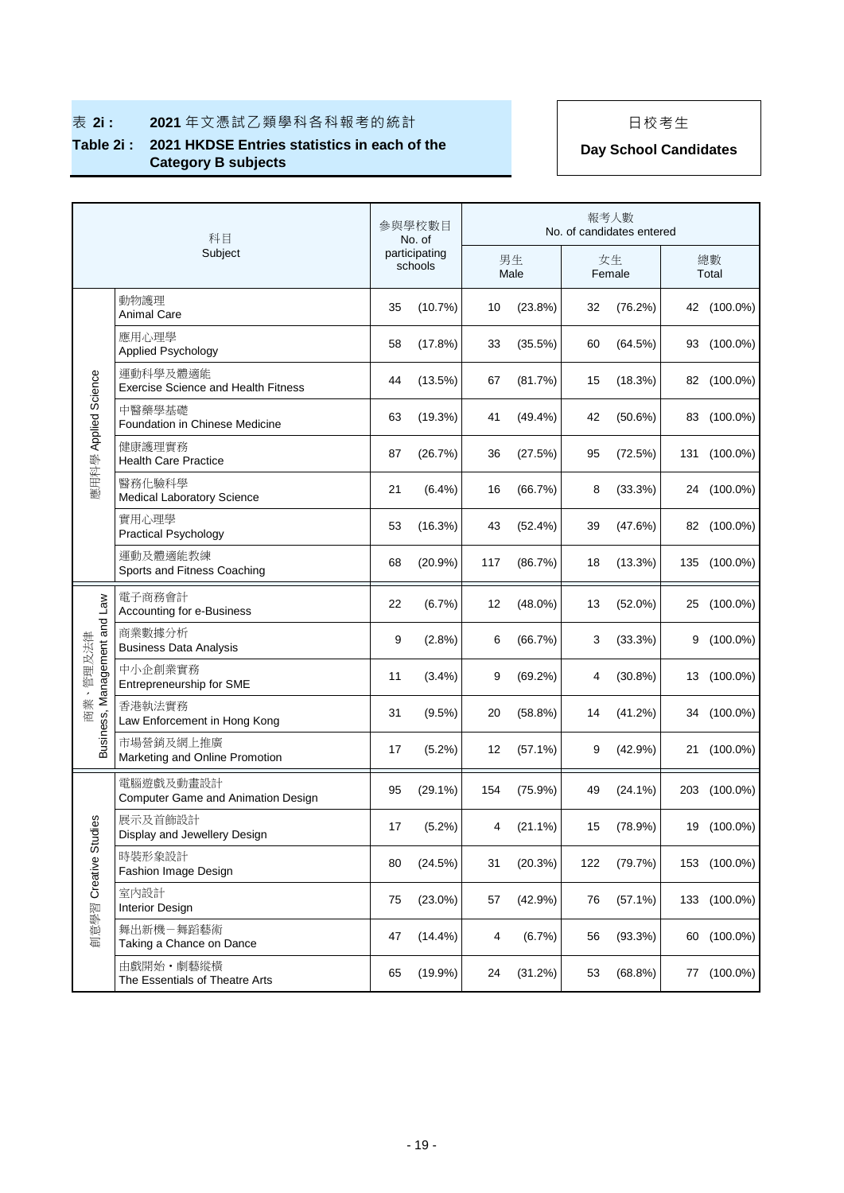表 **2i :** **2021** 年文憑試乙類學科各科報考的統計

**Table 2i : 2021 HKDSE Entries statistics in each of the Category B subjects**

日校考生

**Day School Candidates**

| 科目 Subject | | 參與學校數目 No. of participating schools | | 報考人數 No. of candidates entered | | | | | |
|---|---|---|---|---|---|---|---|---|---|
| | | | | 男生 Male | | 女生 Female | | 總數 Total | |
| 應用科學 Applied Science | 動物護理 Animal Care | 35 | (10.7%) | 10 | (23.8%) | 32 | (76.2%) | 42 | (100.0%) |
| | 應用心理學 Applied Psychology | 58 | (17.8%) | 33 | (35.5%) | 60 | (64.5%) | 93 | (100.0%) |
| | 運動科學及體適能 Exercise Science and Health Fitness | 44 | (13.5%) | 67 | (81.7%) | 15 | (18.3%) | 82 | (100.0%) |
| | 中醫藥學基礎 Foundation in Chinese Medicine | 63 | (19.3%) | 41 | (49.4%) | 42 | (50.6%) | 83 | (100.0%) |
| | 健康護理實務 Health Care Practice | 87 | (26.7%) | 36 | (27.5%) | 95 | (72.5%) | 131 | (100.0%) |
| | 醫務化驗科學 Medical Laboratory Science | 21 | (6.4%) | 16 | (66.7%) | 8 | (33.3%) | 24 | (100.0%) |
| | 實用心理學 Practical Psychology | 53 | (16.3%) | 43 | (52.4%) | 39 | (47.6%) | 82 | (100.0%) |
| | 運動及體適能教練 Sports and Fitness Coaching | 68 | (20.9%) | 117 | (86.7%) | 18 | (13.3%) | 135 | (100.0%) |
| 商業、管理及法律 Business, Management and Law | 電子商務會計 Accounting for e-Business | 22 | (6.7%) | 12 | (48.0%) | 13 | (52.0%) | 25 | (100.0%) |
| | 商業數據分析 Business Data Analysis | 9 | (2.8%) | 6 | (66.7%) | 3 | (33.3%) | 9 | (100.0%) |
| | 中小企創業實務 Entrepreneurship for SME | 11 | (3.4%) | 9 | (69.2%) | 4 | (30.8%) | 13 | (100.0%) |
| | 香港執法實務 Law Enforcement in Hong Kong | 31 | (9.5%) | 20 | (58.8%) | 14 | (41.2%) | 34 | (100.0%) |
| | 市場營銷及網上推廣 Marketing and Online Promotion | 17 | (5.2%) | 12 | (57.1%) | 9 | (42.9%) | 21 | (100.0%) |
| 創意學習 Creative Studies | 電腦遊戲及動畫設計 Computer Game and Animation Design | 95 | (29.1%) | 154 | (75.9%) | 49 | (24.1%) | 203 | (100.0%) |
| | 展示及首飾設計 Display and Jewellery Design | 17 | (5.2%) | 4 | (21.1%) | 15 | (78.9%) | 19 | (100.0%) |
| | 時裝形象設計 Fashion Image Design | 80 | (24.5%) | 31 | (20.3%) | 122 | (79.7%) | 153 | (100.0%) |
| | 室內設計 Interior Design | 75 | (23.0%) | 57 | (42.9%) | 76 | (57.1%) | 133 | (100.0%) |
| | 舞出新機－舞蹈藝術 Taking a Chance on Dance | 47 | (14.4%) | 4 | (6.7%) | 56 | (93.3%) | 60 | (100.0%) |
| | 由戲開始・劇藝縱橫 The Essentials of Theatre Arts | 65 | (19.9%) | 24 | (31.2%) | 53 | (68.8%) | 77 | (100.0%) |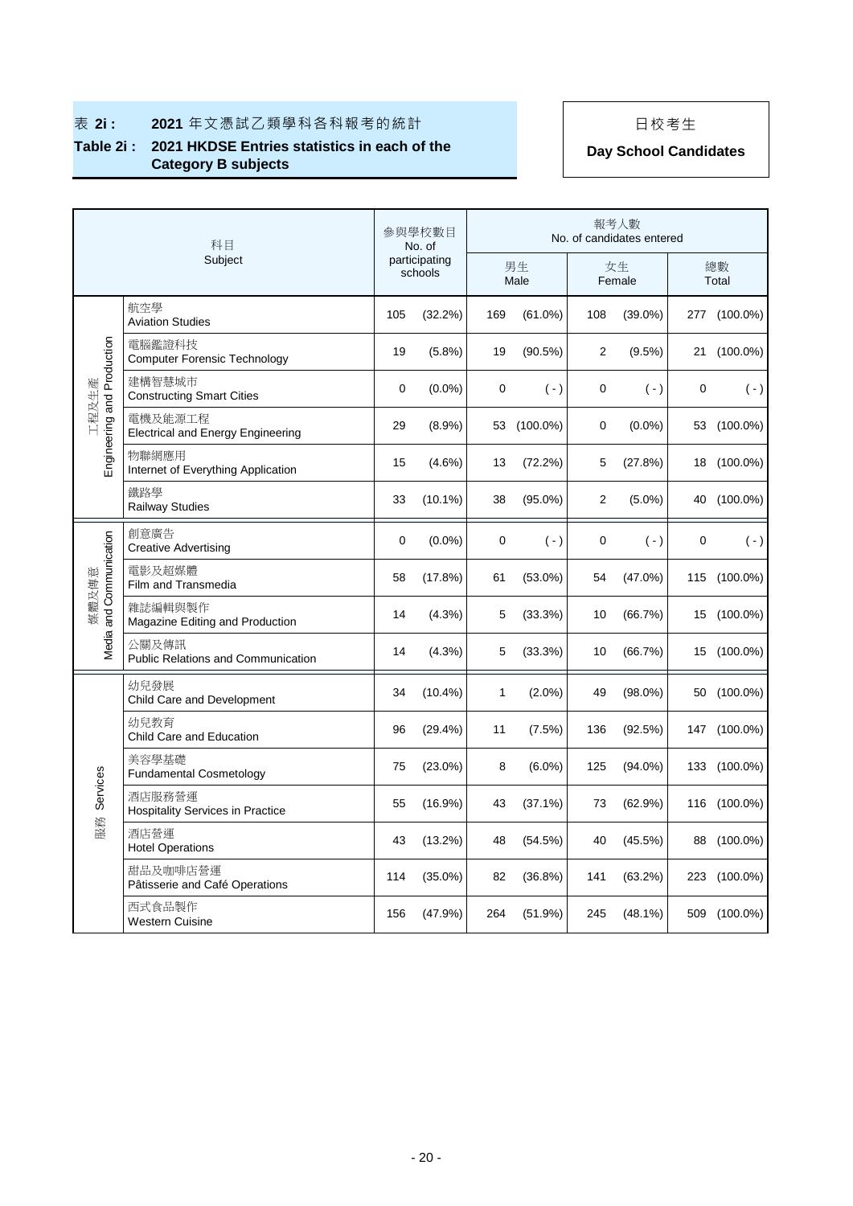表 **2i :** **2021** 年文憑試乙類學科各科報考的統計

**Table 2i : 2021 HKDSE Entries statistics in each of the Category B subjects**

日校考生

**Day School Candidates**

| | 科目 Subject | 參與學校數目 No. of participating schools | | 報考人數 No. of candidates entered | | | | | |
|---|---|---|---|---|---|---|---|---|---|
| | | | | 男生 Male | | 女生 Female | | 總數 Total | |
| 工程及生產 Engineering and Production | 航空學 Aviation Studies | 105 | (32.2%) | 169 | (61.0%) | 108 | (39.0%) | 277 | (100.0%) |
| | 電腦鑑證科技 Computer Forensic Technology | 19 | (5.8%) | 19 | (90.5%) | 2 | (9.5%) | 21 | (100.0%) |
| | 建構智慧城市 Constructing Smart Cities | 0 | (0.0%) | 0 | ( - ) | 0 | ( - ) | 0 | ( - ) |
| | 電機及能源工程 Electrical and Energy Engineering | 29 | (8.9%) | 53 | (100.0%) | 0 | (0.0%) | 53 | (100.0%) |
| | 物聯網應用 Internet of Everything Application | 15 | (4.6%) | 13 | (72.2%) | 5 | (27.8%) | 18 | (100.0%) |
| | 鐵路學 Railway Studies | 33 | (10.1%) | 38 | (95.0%) | 2 | (5.0%) | 40 | (100.0%) |
| 媒體及傳意 Media and Communication | 創意廣告 Creative Advertising | 0 | (0.0%) | 0 | ( - ) | 0 | ( - ) | 0 | ( - ) |
| | 電影及超媒體 Film and Transmedia | 58 | (17.8%) | 61 | (53.0%) | 54 | (47.0%) | 115 | (100.0%) |
| | 雜誌編輯與製作 Magazine Editing and Production | 14 | (4.3%) | 5 | (33.3%) | 10 | (66.7%) | 15 | (100.0%) |
| | 公關及傳訊 Public Relations and Communication | 14 | (4.3%) | 5 | (33.3%) | 10 | (66.7%) | 15 | (100.0%) |
| 服務 Services | 幼兒發展 Child Care and Development | 34 | (10.4%) | 1 | (2.0%) | 49 | (98.0%) | 50 | (100.0%) |
| | 幼兒教育 Child Care and Education | 96 | (29.4%) | 11 | (7.5%) | 136 | (92.5%) | 147 | (100.0%) |
| | 美容學基礎 Fundamental Cosmetology | 75 | (23.0%) | 8 | (6.0%) | 125 | (94.0%) | 133 | (100.0%) |
| | 酒店服務營運 Hospitality Services in Practice | 55 | (16.9%) | 43 | (37.1%) | 73 | (62.9%) | 116 | (100.0%) |
| | 酒店營運 Hotel Operations | 43 | (13.2%) | 48 | (54.5%) | 40 | (45.5%) | 88 | (100.0%) |
| | 甜品及咖啡店營運 Pâtisserie and Café Operations | 114 | (35.0%) | 82 | (36.8%) | 141 | (63.2%) | 223 | (100.0%) |
| | 西式食品製作 Western Cuisine | 156 | (47.9%) | 264 | (51.9%) | 245 | (48.1%) | 509 | (100.0%) |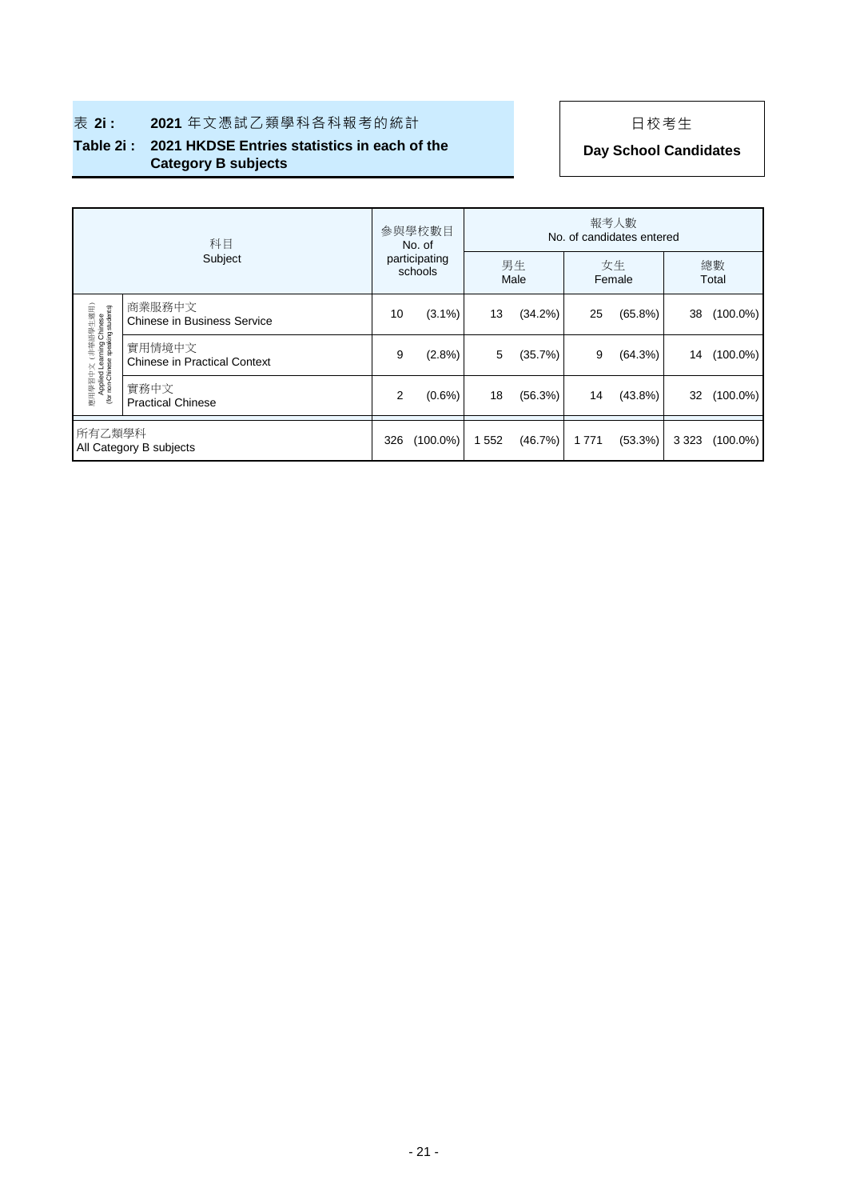## 表 2i : 2021 年文憑試乙類學科各科報考的統計

## Table 2i : 2021 HKDSE Entries statistics in each of the Category B subjects

日校考生

**Day School Candidates**

| 科目 Subject | | 參與學校數目 No. of participating schools | | 報考人數 No. of candidates entered | | | | | |
|---|---|---|---|---|---|---|---|---|---|
| | | | | 男生 Male | | 女生 Female | | 總數 Total | |
| 應用學習中文（非華語學生適用） Applied Learning Chinese (for non-Chinese speaking students) | 商業服務中文 Chinese in Business Service | 10 | (3.1%) | 13 | (34.2%) | 25 | (65.8%) | 38 | (100.0%) |
| | 實用情境中文 Chinese in Practical Context | 9 | (2.8%) | 5 | (35.7%) | 9 | (64.3%) | 14 | (100.0%) |
| | 實務中文 Practical Chinese | 2 | (0.6%) | 18 | (56.3%) | 14 | (43.8%) | 32 | (100.0%) |
| 所有乙類學科 All Category B subjects | | 326 | (100.0%) | 1 552 | (46.7%) | 1 771 | (53.3%) | 3 323 | (100.0%) |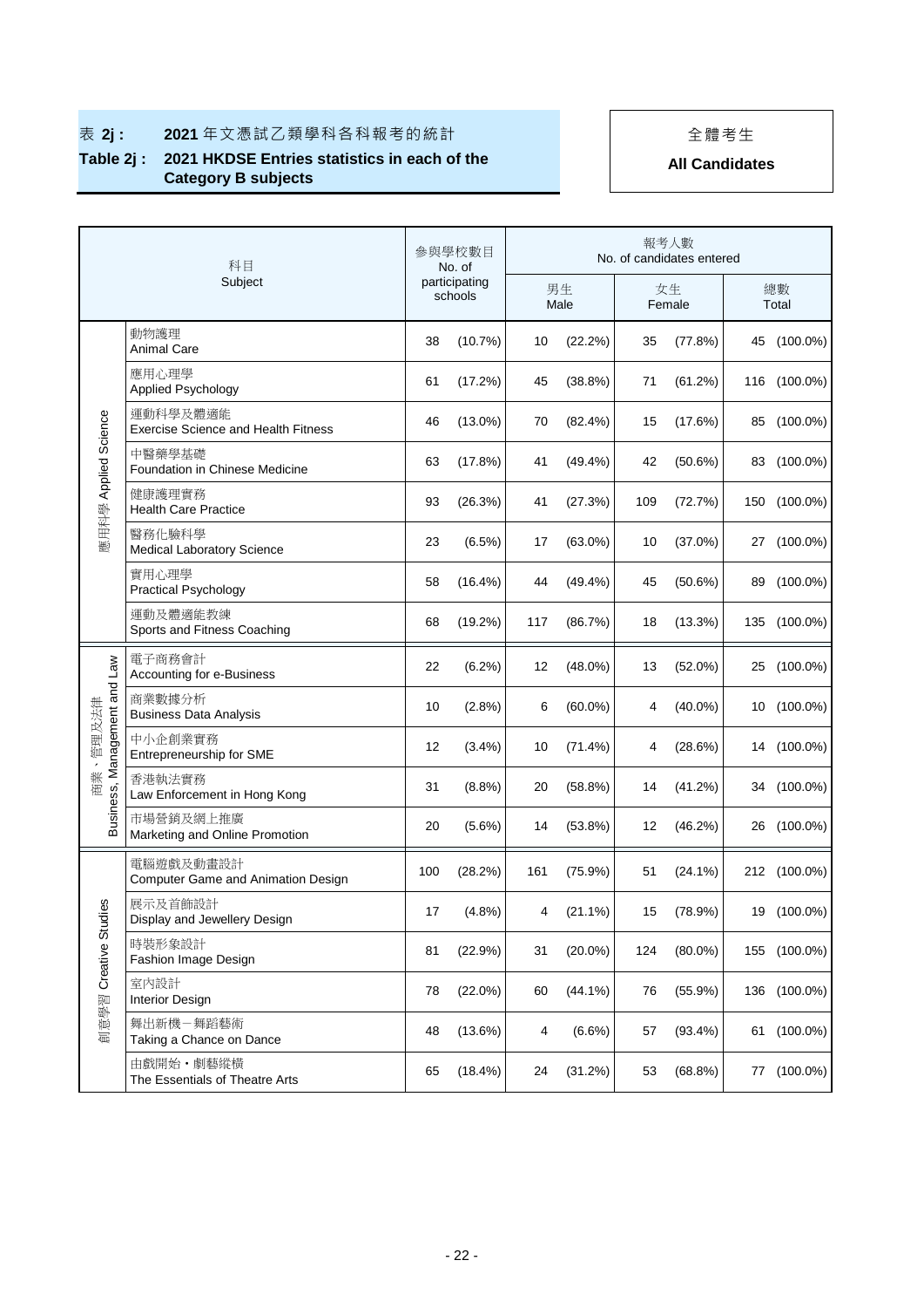表 **2j :** **2021** 年文憑試乙類學科各科報考的統計

**Table 2j : 2021 HKDSE Entries statistics in each of the Category B subjects**

全體考生

**All Candidates**

| 科目 Subject | | 參與學校數目 No. of participating schools | | 報考人數 No. of candidates entered | | | | | |
|---|---|---|---|---|---|---|---|---|---|
| | | | | 男生 Male | | 女生 Female | | 總數 Total | |
| 應用科學 Applied Science | 動物護理 Animal Care | 38 | (10.7%) | 10 | (22.2%) | 35 | (77.8%) | 45 | (100.0%) |
| | 應用心理學 Applied Psychology | 61 | (17.2%) | 45 | (38.8%) | 71 | (61.2%) | 116 | (100.0%) |
| | 運動科學及體適能 Exercise Science and Health Fitness | 46 | (13.0%) | 70 | (82.4%) | 15 | (17.6%) | 85 | (100.0%) |
| | 中醫藥學基礎 Foundation in Chinese Medicine | 63 | (17.8%) | 41 | (49.4%) | 42 | (50.6%) | 83 | (100.0%) |
| | 健康護理實務 Health Care Practice | 93 | (26.3%) | 41 | (27.3%) | 109 | (72.7%) | 150 | (100.0%) |
| | 醫務化驗科學 Medical Laboratory Science | 23 | (6.5%) | 17 | (63.0%) | 10 | (37.0%) | 27 | (100.0%) |
| | 實用心理學 Practical Psychology | 58 | (16.4%) | 44 | (49.4%) | 45 | (50.6%) | 89 | (100.0%) |
| | 運動及體適能教練 Sports and Fitness Coaching | 68 | (19.2%) | 117 | (86.7%) | 18 | (13.3%) | 135 | (100.0%) |
| 商業、管理及法律 Business, Management and Law | 電子商務會計 Accounting for e-Business | 22 | (6.2%) | 12 | (48.0%) | 13 | (52.0%) | 25 | (100.0%) |
| | 商業數據分析 Business Data Analysis | 10 | (2.8%) | 6 | (60.0%) | 4 | (40.0%) | 10 | (100.0%) |
| | 中小企創業實務 Entrepreneurship for SME | 12 | (3.4%) | 10 | (71.4%) | 4 | (28.6%) | 14 | (100.0%) |
| | 香港執法實務 Law Enforcement in Hong Kong | 31 | (8.8%) | 20 | (58.8%) | 14 | (41.2%) | 34 | (100.0%) |
| | 市場營銷及網上推廣 Marketing and Online Promotion | 20 | (5.6%) | 14 | (53.8%) | 12 | (46.2%) | 26 | (100.0%) |
| 創意學習 Creative Studies | 電腦遊戲及動畫設計 Computer Game and Animation Design | 100 | (28.2%) | 161 | (75.9%) | 51 | (24.1%) | 212 | (100.0%) |
| | 展示及首飾設計 Display and Jewellery Design | 17 | (4.8%) | 4 | (21.1%) | 15 | (78.9%) | 19 | (100.0%) |
| | 時裝形象設計 Fashion Image Design | 81 | (22.9%) | 31 | (20.0%) | 124 | (80.0%) | 155 | (100.0%) |
| | 室內設計 Interior Design | 78 | (22.0%) | 60 | (44.1%) | 76 | (55.9%) | 136 | (100.0%) |
| | 舞出新機－舞蹈藝術 Taking a Chance on Dance | 48 | (13.6%) | 4 | (6.6%) | 57 | (93.4%) | 61 | (100.0%) |
| | 由戲開始・劇藝縱橫 The Essentials of Theatre Arts | 65 | (18.4%) | 24 | (31.2%) | 53 | (68.8%) | 77 | (100.0%) |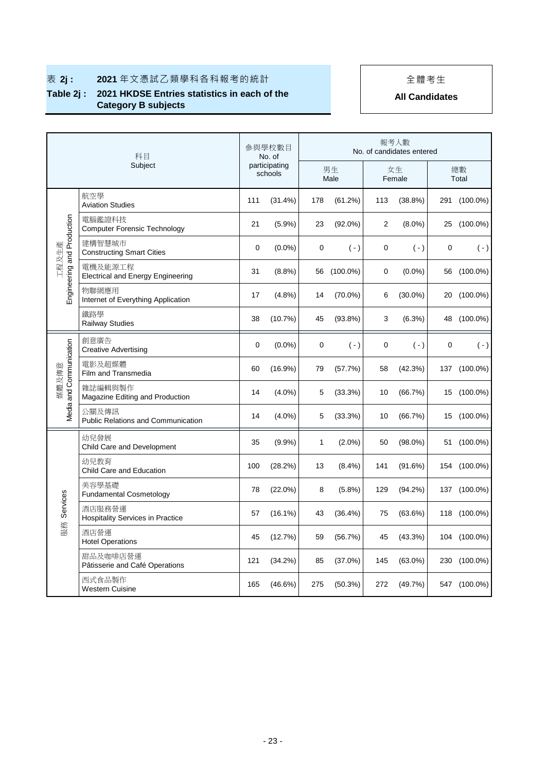# 表 2j : 2021 年文憑試乙類學科各科報考的統計

# Table 2j : 2021 HKDSE Entries statistics in each of the Category B subjects

**全體考生**

**All Candidates**

| | 科目<br>Subject | 參與學校數目<br>No. of participating schools | | 報考人數<br>No. of candidates entered | | | | | |
|---|---|---|---|---|---|---|---|---|---|
| | | | | 男生<br>Male | | 女生<br>Female | | 總數<br>Total | |
| 工程及生產<br>Engineering and Production | 航空學<br>Aviation Studies | 111 | (31.4%) | 178 | (61.2%) | 113 | (38.8%) | 291 | (100.0%) |
| | 電腦鑑證科技<br>Computer Forensic Technology | 21 | (5.9%) | 23 | (92.0%) | 2 | (8.0%) | 25 | (100.0%) |
| | 建構智慧城市<br>Constructing Smart Cities | 0 | (0.0%) | 0 | ( - ) | 0 | ( - ) | 0 | ( - ) |
| | 電機及能源工程<br>Electrical and Energy Engineering | 31 | (8.8%) | 56 | (100.0%) | 0 | (0.0%) | 56 | (100.0%) |
| | 物聯網應用<br>Internet of Everything Application | 17 | (4.8%) | 14 | (70.0%) | 6 | (30.0%) | 20 | (100.0%) |
| | 鐵路學<br>Railway Studies | 38 | (10.7%) | 45 | (93.8%) | 3 | (6.3%) | 48 | (100.0%) |
| 媒體及傳意<br>Media and Communication | 創意廣告<br>Creative Advertising | 0 | (0.0%) | 0 | ( - ) | 0 | ( - ) | 0 | ( - ) |
| | 電影及超媒體<br>Film and Transmedia | 60 | (16.9%) | 79 | (57.7%) | 58 | (42.3%) | 137 | (100.0%) |
| | 雜誌編輯與製作<br>Magazine Editing and Production | 14 | (4.0%) | 5 | (33.3%) | 10 | (66.7%) | 15 | (100.0%) |
| | 公關及傳訊<br>Public Relations and Communication | 14 | (4.0%) | 5 | (33.3%) | 10 | (66.7%) | 15 | (100.0%) |
| 服務 Services | 幼兒發展<br>Child Care and Development | 35 | (9.9%) | 1 | (2.0%) | 50 | (98.0%) | 51 | (100.0%) |
| | 幼兒教育<br>Child Care and Education | 100 | (28.2%) | 13 | (8.4%) | 141 | (91.6%) | 154 | (100.0%) |
| | 美容學基礎<br>Fundamental Cosmetology | 78 | (22.0%) | 8 | (5.8%) | 129 | (94.2%) | 137 | (100.0%) |
| | 酒店服務營運<br>Hospitality Services in Practice | 57 | (16.1%) | 43 | (36.4%) | 75 | (63.6%) | 118 | (100.0%) |
| | 酒店營運<br>Hotel Operations | 45 | (12.7%) | 59 | (56.7%) | 45 | (43.3%) | 104 | (100.0%) |
| | 甜品及咖啡店營運<br>Pâtisserie and Café Operations | 121 | (34.2%) | 85 | (37.0%) | 145 | (63.0%) | 230 | (100.0%) |
| | 西式食品製作<br>Western Cuisine | 165 | (46.6%) | 275 | (50.3%) | 272 | (49.7%) | 547 | (100.0%) |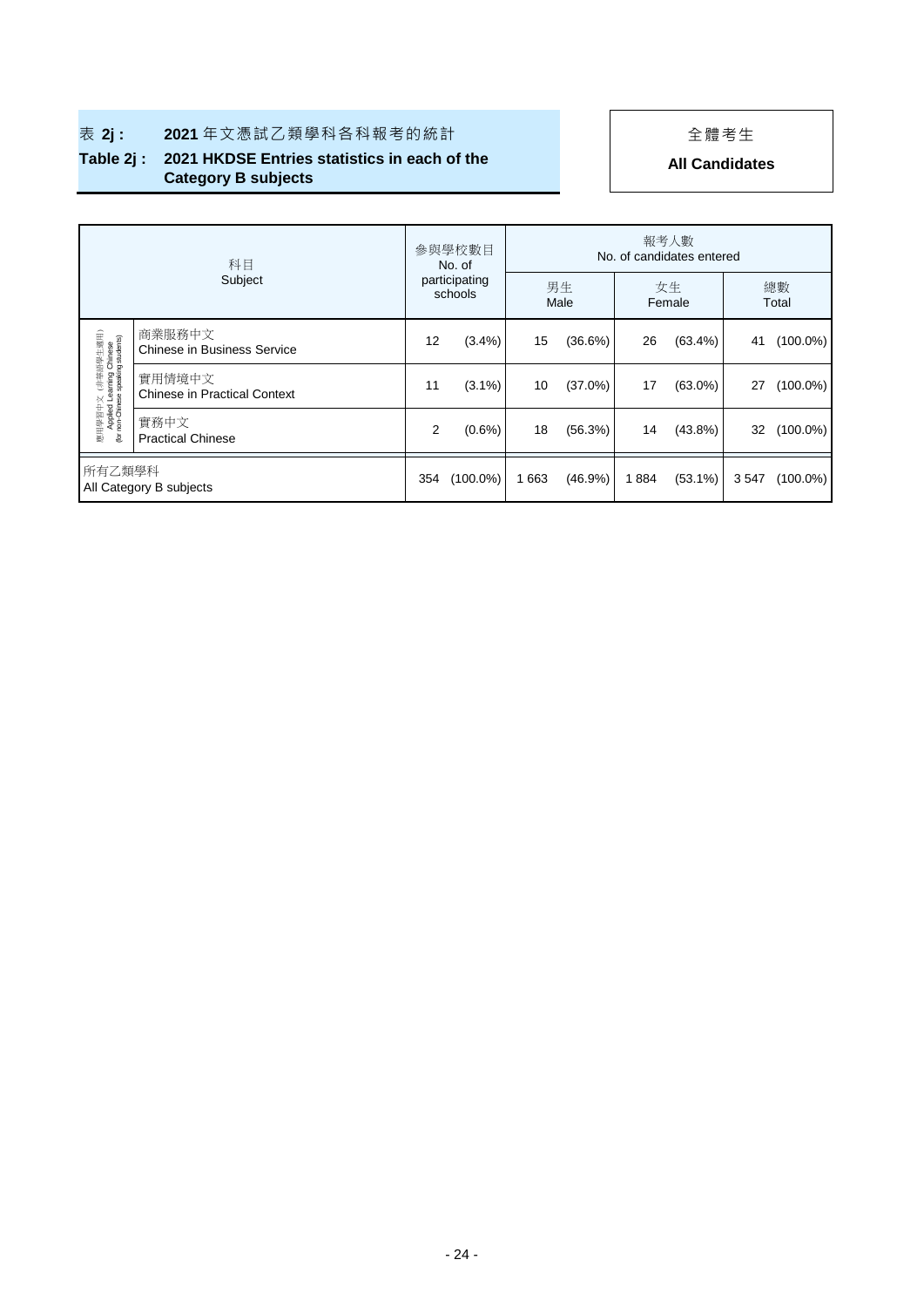表 **2j :** **2021** 年文憑試乙類學科各科報考的統計

**Table 2j : 2021 HKDSE Entries statistics in each of the Category B subjects**

全體考生

**All Candidates**

| 科目<br>Subject | | 參與學校數目<br>No. of participating schools | | 報考人數<br>No. of candidates entered | | | | | |
|---|---|---|---|---|---|---|---|---|---|
| | | | | 男生<br>Male | | 女生<br>Female | | 總數<br>Total | |
| 應用學習中文（非華語學生適用）<br>Applied Learning Chinese (for non-Chinese speaking students) | 商業服務中文<br>Chinese in Business Service | 12 | (3.4%) | 15 | (36.6%) | 26 | (63.4%) | 41 | (100.0%) |
| | 實用情境中文<br>Chinese in Practical Context | 11 | (3.1%) | 10 | (37.0%) | 17 | (63.0%) | 27 | (100.0%) |
| | 實務中文<br>Practical Chinese | 2 | (0.6%) | 18 | (56.3%) | 14 | (43.8%) | 32 | (100.0%) |
| 所有乙類學科<br>All Category B subjects | | 354 | (100.0%) | 1 663 | (46.9%) | 1 884 | (53.1%) | 3 547 | (100.0%) |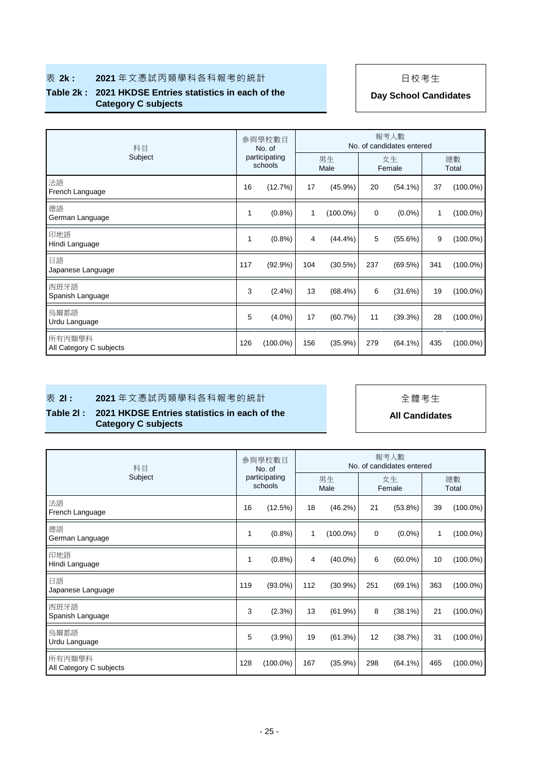## 表 **2k :** **2021** 年文憑試丙類學科各科報考的統計

## Table 2k : 2021 HKDSE Entries statistics in each of the Category C subjects

日校考生

**Day School Candidates**

| 科目<br>Subject | 參與學校數目<br>No. of participating schools | | 報考人數<br>No. of candidates entered | | | | | |
|---|---|---|---|---|---|---|---|---|
| | | | 男生<br>Male | | 女生<br>Female | | 總數<br>Total | |
| 法語<br>French Language | 16 | (12.7%) | 17 | (45.9%) | 20 | (54.1%) | 37 | (100.0%) |
| 德語<br>German Language | 1 | (0.8%) | 1 | (100.0%) | 0 | (0.0%) | 1 | (100.0%) |
| 印地語<br>Hindi Language | 1 | (0.8%) | 4 | (44.4%) | 5 | (55.6%) | 9 | (100.0%) |
| 日語<br>Japanese Language | 117 | (92.9%) | 104 | (30.5%) | 237 | (69.5%) | 341 | (100.0%) |
| 西班牙語<br>Spanish Language | 3 | (2.4%) | 13 | (68.4%) | 6 | (31.6%) | 19 | (100.0%) |
| 烏爾都語<br>Urdu Language | 5 | (4.0%) | 17 | (60.7%) | 11 | (39.3%) | 28 | (100.0%) |
| 所有丙類學科<br>All Category C subjects | 126 | (100.0%) | 156 | (35.9%) | 279 | (64.1%) | 435 | (100.0%) |

## 表 **2l :** **2021** 年文憑試丙類學科各科報考的統計

## Table 2l : 2021 HKDSE Entries statistics in each of the Category C subjects

全體考生

**All Candidates**

| 科目<br>Subject | 參與學校數目<br>No. of participating schools | | 報考人數<br>No. of candidates entered | | | | | |
|---|---|---|---|---|---|---|---|---|
| | | | 男生<br>Male | | 女生<br>Female | | 總數<br>Total | |
| 法語<br>French Language | 16 | (12.5%) | 18 | (46.2%) | 21 | (53.8%) | 39 | (100.0%) |
| 德語<br>German Language | 1 | (0.8%) | 1 | (100.0%) | 0 | (0.0%) | 1 | (100.0%) |
| 印地語<br>Hindi Language | 1 | (0.8%) | 4 | (40.0%) | 6 | (60.0%) | 10 | (100.0%) |
| 日語<br>Japanese Language | 119 | (93.0%) | 112 | (30.9%) | 251 | (69.1%) | 363 | (100.0%) |
| 西班牙語<br>Spanish Language | 3 | (2.3%) | 13 | (61.9%) | 8 | (38.1%) | 21 | (100.0%) |
| 烏爾都語<br>Urdu Language | 5 | (3.9%) | 19 | (61.3%) | 12 | (38.7%) | 31 | (100.0%) |
| 所有丙類學科<br>All Category C subjects | 128 | (100.0%) | 167 | (35.9%) | 298 | (64.1%) | 465 | (100.0%) |